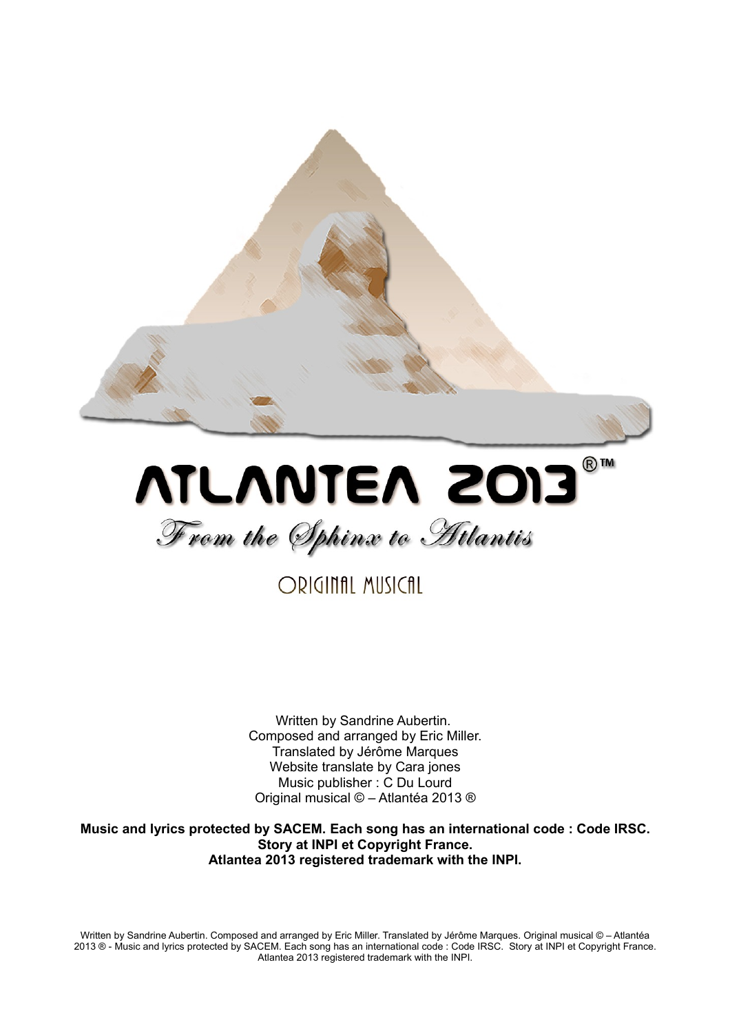# ATLANTEA 2013®™

*From the Sphinx to Atlantis*

ORIGINAL MUSICAL

Written by Sandrine Aubertin.
Composed and arranged by Eric Miller.
Translated by Jérôme Marques
Website translate by Cara jones
Music publisher : C Du Lourd
Original musical © – Atlantéa 2013 ®

**Music and lyrics protected by SACEM. Each song has an international code : Code IRSC.**
**Story at INPI et Copyright France.**
**Atlantea 2013 registered trademark with the INPI.**

Written by Sandrine Aubertin. Composed and arranged Eric Miller. Translated by Jérôme Marques. Original musical © – Atlantéa 2013 ® - Music and lyrics protected by SACEM. Each song has an international code : Code IRSC. Story at INPI et Copyright France. Atlantea 2013 registered trademark with the INPI.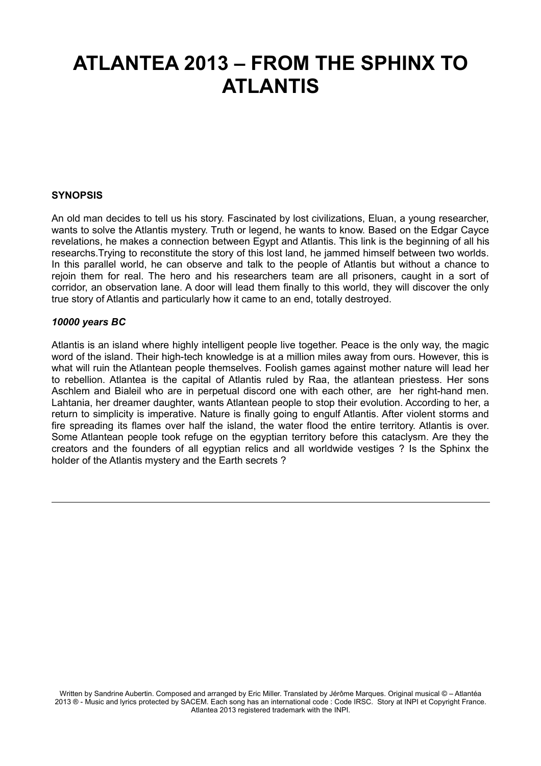# ATLANTEA 2013 – FROM THE SPHINX TO ATLANTIS

**SYNOPSIS**

An old man decides to tell us his story. Fascinated by lost civilizations, Eluan, a young researcher, wants to solve the Atlantis mystery. Truth or legend, he wants to know. Based on the Edgar Cayce revelations, he makes a connection between Egypt and Atlantis. This link is the beginning of all his researchs.Trying to reconstitute the story of this lost land, he jammed himself between two worlds. In this parallel world, he can observe and talk to the people of Atlantis but without a chance to rejoin them for real. The hero and his researchers team are all prisoners, caught in a sort of corridor, an observation lane. A door will lead them finally to this world, they will discover the only true story of Atlantis and particularly how it came to an end, totally destroyed.

***10000 years BC***

Atlantis is an island where highly intelligent people live together. Peace is the only way, the magic word of the island. Their high-tech knowledge is at a million miles away from ours. However, this is what will ruin the Atlantean people themselves. Foolish games against mother nature will lead her to rebellion. Atlantea is the capital of Atlantis ruled by Raa, the atlantean priestess. Her sons Aschlem and Bialeil who are in perpetual discord one with each other, are her right-hand men. Lahtania, her dreamer daughter, wants Atlantean people to stop their evolution. According to her, a return to simplicity is imperative. Nature is finally going to engulf Atlantis. After violent storms and fire spreading its flames over half the island, the water flood the entire territory. Atlantis is over. Some Atlantean people took refuge on the egyptian territory before this cataclysm. Are they the creators and the founders of all egyptian relics and all worldwide vestiges ? Is the Sphinx the holder of the Atlantis mystery and the Earth secrets ?

---

Written by Sandrine Aubertin. Composed and arranged by Eric Miller. Translated by Jérôme Marques. Original musical © – Atlantéa 2013 ® - Music and lyrics protected by SACEM. Each song has an international code : Code IRSC. Story at INPI et Copyright France. Atlantea 2013 registered trademark with the INPI.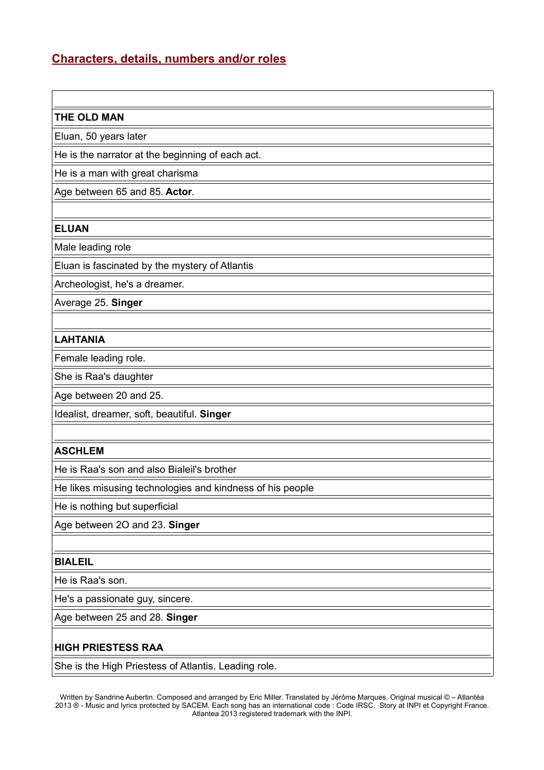## Characters, details, numbers and/or roles

**THE OLD MAN**

Eluan, 50 years later

He is the narrator at the beginning of each act.

He is a man with great charisma

Age between 65 and 85. **Actor**.

**ELUAN**

Male leading role

Eluan is fascinated by the mystery of Atlantis

Archeologist, he's a dreamer.

Average 25. **Singer**

**LAHTANIA**

Female leading role.

She is Raa's daughter

Age between 20 and 25.

Idealist, dreamer, soft, beautiful. **Singer**

**ASCHLEM**

He is Raa's son and also Bialeil's brother

He likes misusing technologies and kindness of his people

He is nothing but superficial

Age between 2O and 23. **Singer**

**BIALEIL**

He is Raa's son.

He's a passionate guy, sincere.

Age between 25 and 28. **Singer**

**HIGH PRIESTESS RAA**

She is the High Priestess of Atlantis. Leading role.

Written by Sandrine Aubertin. Composed and arranged by Eric Miller. Translated by Jérôme Marques. Original musical © – Atlantéa 2013 ® - Music and lyrics protected by SACEM. Each song has an international code : Code IRSC. Story at INPI et Copyright France. Atlantea 2013 registered trademark with the INPI.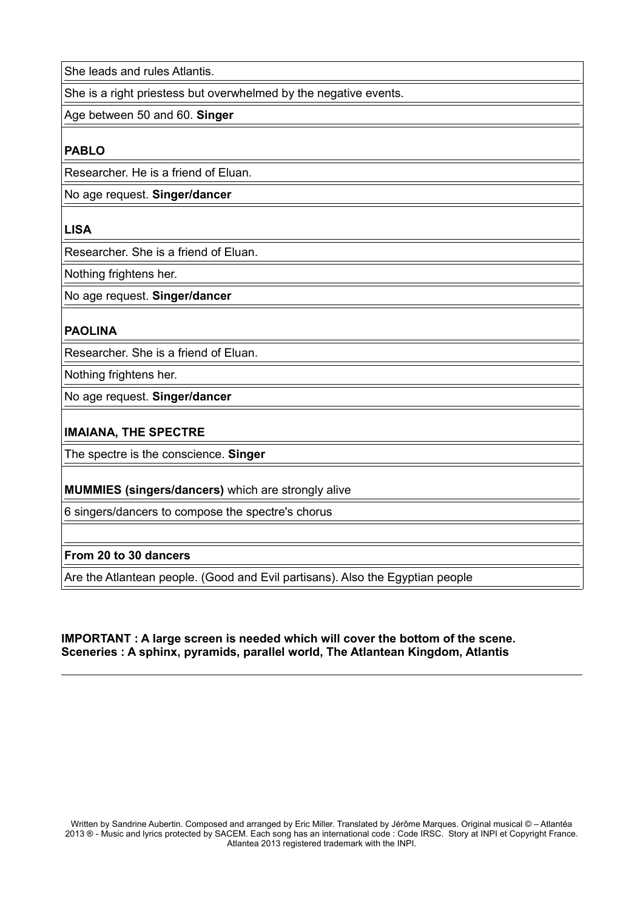She leads and rules Atlantis.

She is a right priestess but overwhelmed by the negative events.

Age between 50 and 60. **Singer**

**PABLO**

Researcher. He is a friend of Eluan.

No age request. **Singer/dancer**

**LISA**

Researcher. She is a friend of Eluan.

Nothing frightens her.

No age request. **Singer/dancer**

**PAOLINA**

Researcher. She is a friend of Eluan.

Nothing frightens her.

No age request. **Singer/dancer**

**IMAIANA, THE SPECTRE**

The spectre is the conscience. **Singer**

**MUMMIES (singers/dancers)** which are strongly alive

6 singers/dancers to compose the spectre's chorus

**From 20 to 30 dancers**

Are the Atlantean people. (Good and Evil partisans). Also the Egyptian people

**IMPORTANT : A large screen is needed which will cover the bottom of the scene.**
**Sceneries : A sphinx, pyramids, parallel world, The Atlantean Kingdom, Atlantis**

Written by Sandrine Aubertin. Composed and arranged by Eric Miller. Translated by Jérôme Marques. Original musical © – Atlantéa 2013 ® - Music and lyrics protected by SACEM. Each song has an international code : Code IRSC. Story at INPI et Copyright France. Atlantea 2013 registered trademark with the INPI.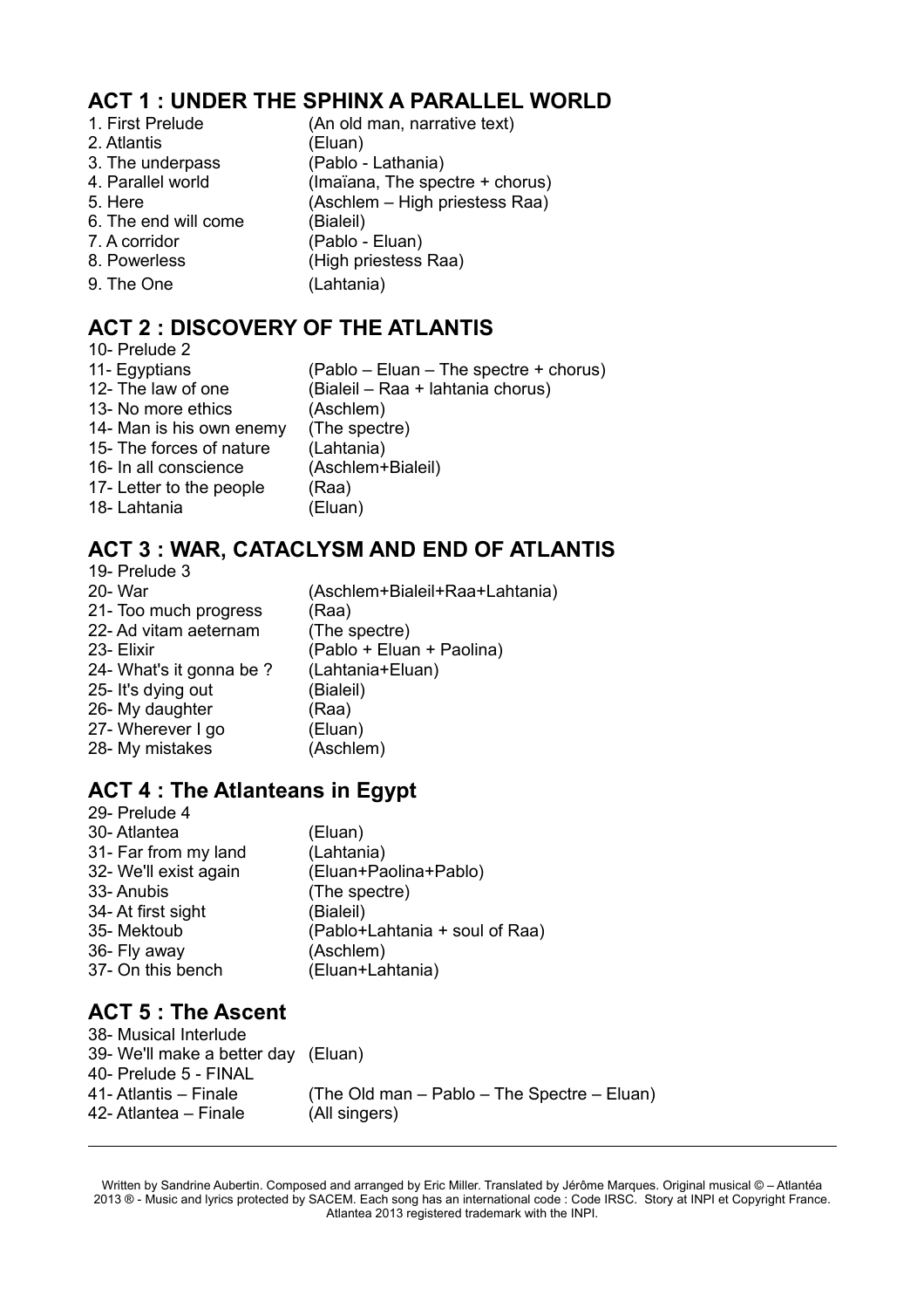## ACT 1 : UNDER THE SPHINX A PARALLEL WORLD

1. First Prelude (An old man, narrative text)
2. Atlantis (Eluan)
3. The underpass (Pablo - Lathania)
4. Parallel world (Imaïana, The spectre + chorus)
5. Here (Aschlem – High priestess Raa)
6. The end will come (Bialeil)
7. A corridor (Pablo - Eluan)
8. Powerless (High priestess Raa)
9. The One (Lahtania)

## ACT 2 : DISCOVERY OF THE ATLANTIS

10- Prelude 2
11- Egyptians (Pablo – Eluan – The spectre + chorus)
12- The law of one (Bialeil – Raa + lahtania chorus)
13- No more ethics (Aschlem)
14- Man is his own enemy (The spectre)
15- The forces of nature (Lahtania)
16- In all conscience (Aschlem+Bialeil)
17- Letter to the people (Raa)
18- Lahtania (Eluan)

## ACT 3 : WAR, CATACLYSM AND END OF ATLANTIS

19- Prelude 3
20- War (Aschlem+Bialeil+Raa+Lahtania)
21- Too much progress (Raa)
22- Ad vitam aeternam (The spectre)
23- Elixir (Pablo + Eluan + Paolina)
24- What's it gonna be ? (Lahtania+Eluan)
25- It's dying out (Bialeil)
26- My daughter (Raa)
27- Wherever I go (Eluan)
28- My mistakes (Aschlem)

## ACT 4 : The Atlanteans in Egypt

29- Prelude 4
30- Atlantea (Eluan)
31- Far from my land (Lahtania)
32- We'll exist again (Eluan+Paolina+Pablo)
33- Anubis (The spectre)
34- At first sight (Bialeil)
35- Mektoub (Pablo+Lahtania + soul of Raa)
36- Fly away (Aschlem)
37- On this bench (Eluan+Lahtania)

## ACT 5 : The Ascent

38- Musical Interlude
39- We'll make a better day (Eluan)
40- Prelude 5 - FINAL
41- Atlantis – Finale (The Old man – Pablo – The Spectre – Eluan)
42- Atlantea – Finale (All singers)

---

Written by Sandrine Aubertin. Composed and arranged by Eric Miller. Translated by Jérôme Marques. Original musical © – Atlantéa 2013 ® - Music and lyrics protected by SACEM. Each song has an international code : Code IRSC. Story at INPI et Copyright France. Atlantea 2013 registered trademark with the INPI.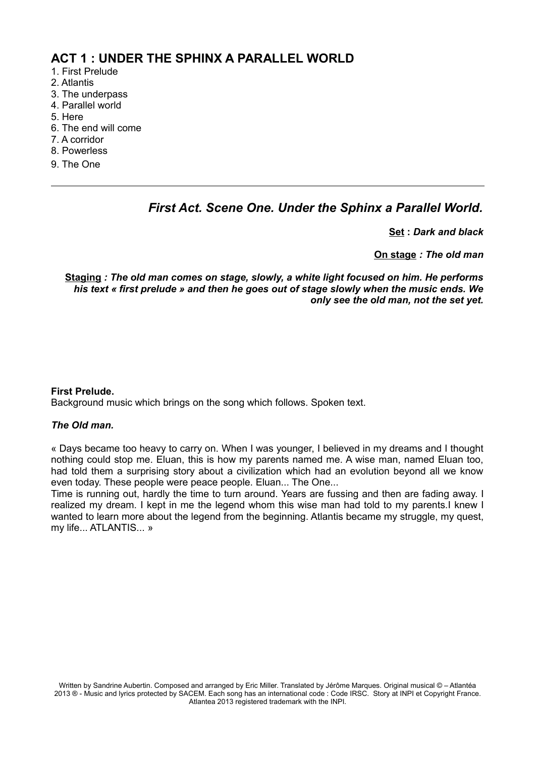## ACT 1 : UNDER THE SPHINX A PARALLEL WORLD

1. First Prelude
2. Atlantis
3. The underpass
4. Parallel world
5. Here
6. The end will come
7. A corridor
8. Powerless
9. The One

---

### *First Act. Scene One. Under the Sphinx a Parallel World.*

**Set :** ***Dark and black***

**On stage** ***: The old man***

**Staging** ***: The old man comes on stage, slowly, a white light focused on him. He performs his text « first prelude » and then he goes out of stage slowly when the music ends. We only see the old man, not the set yet.***

**First Prelude.**
Background music which brings on the song which follows. Spoken text.

***The Old man.***

« Days became too heavy to carry on. When I was younger, I believed in my dreams and I thought nothing could stop me. Eluan, this is how my parents named me. A wise man, named Eluan too, had told them a surprising story about a civilization which had an evolution beyond all we know even today. These people were peace people. Eluan... The One...

Time is running out, hardly the time to turn around. Years are fussing and then are fading away. I realized my dream. I kept in me the legend whom this wise man had told to my parents.I knew I wanted to learn more about the legend from the beginning. Atlantis became my struggle, my quest, my life... ATLANTIS... »

Written by Sandrine Aubertin. Composed and arranged by Eric Miller. Translated by Jérôme Marques. Original musical © – Atlantéa 2013 ® - Music and lyrics protected by SACEM. Each song has an international code : Code IRSC. Story at INPI et Copyright France. Atlantea 2013 registered trademark with the INPI.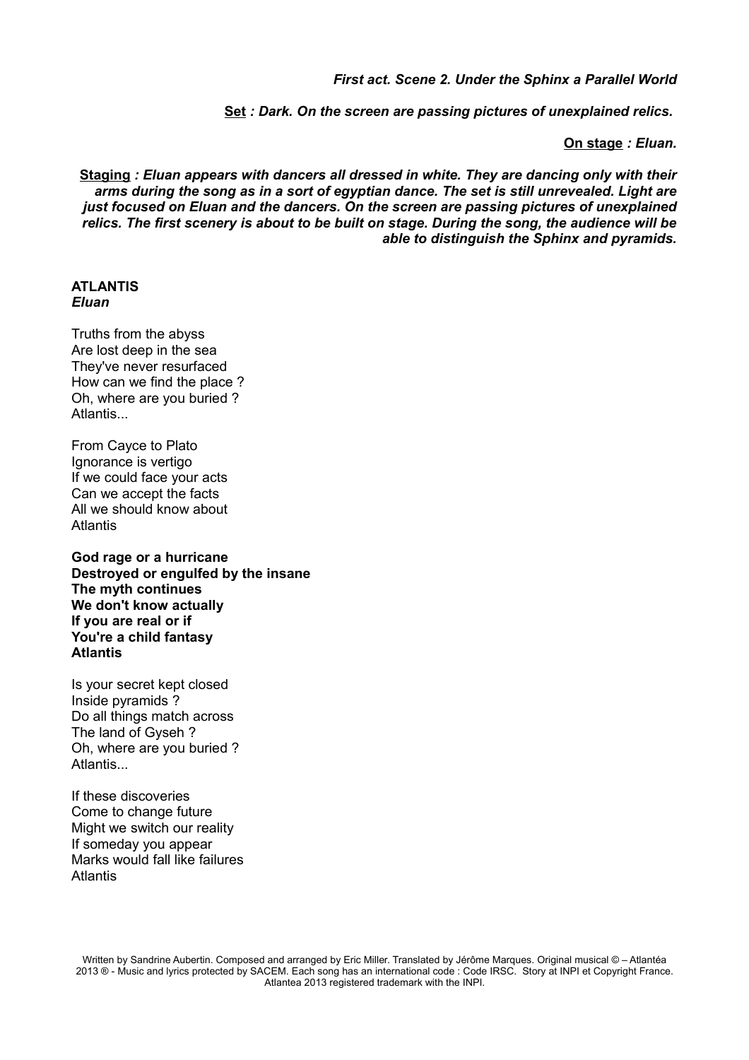*First act. Scene 2. Under the Sphinx a Parallel World*

**Set** *: Dark. On the screen are passing pictures of unexplained relics.*

**On stage** *: Eluan.*

**Staging** ***: Eluan appears with dancers all dressed in white. They are dancing only with their arms during the song as in a sort of egyptian dance. The set is still unrevealed. Light are just focused on Eluan and the dancers. On the screen are passing pictures of unexplained relics. The first scenery is about to be built on stage. During the song, the audience will be able to distinguish the Sphinx and pyramids.***

**ATLANTIS**
***Eluan***

Truths from the abyss
Are lost deep in the sea
They've never resurfaced
How can we find the place ?
Oh, where are you buried ?
Atlantis...

From Cayce to Plato
Ignorance is vertigo
If we could face your acts
Can we accept the facts
All we should know about
Atlantis

**God rage or a hurricane**
**Destroyed or engulfed by the insane**
**The myth continues**
**We don't know actually**
**If you are real or if**
**You're a child fantasy**
**Atlantis**

Is your secret kept closed
Inside pyramids ?
Do all things match across
The land of Gyseh ?
Oh, where are you buried ?
Atlantis...

If these discoveries
Come to change future
Might we switch our reality
If someday you appear
Marks would fall like failures
Atlantis

Written by Sandrine Aubertin. Composed and arranged by Eric Miller. Translated by Jérôme Marques. Original musical © – Atlantéa 2013 ® - Music and lyrics protected by SACEM. Each song has an international code : Code IRSC. Story at INPI et Copyright France. Atlantea 2013 registered trademark with the INPI.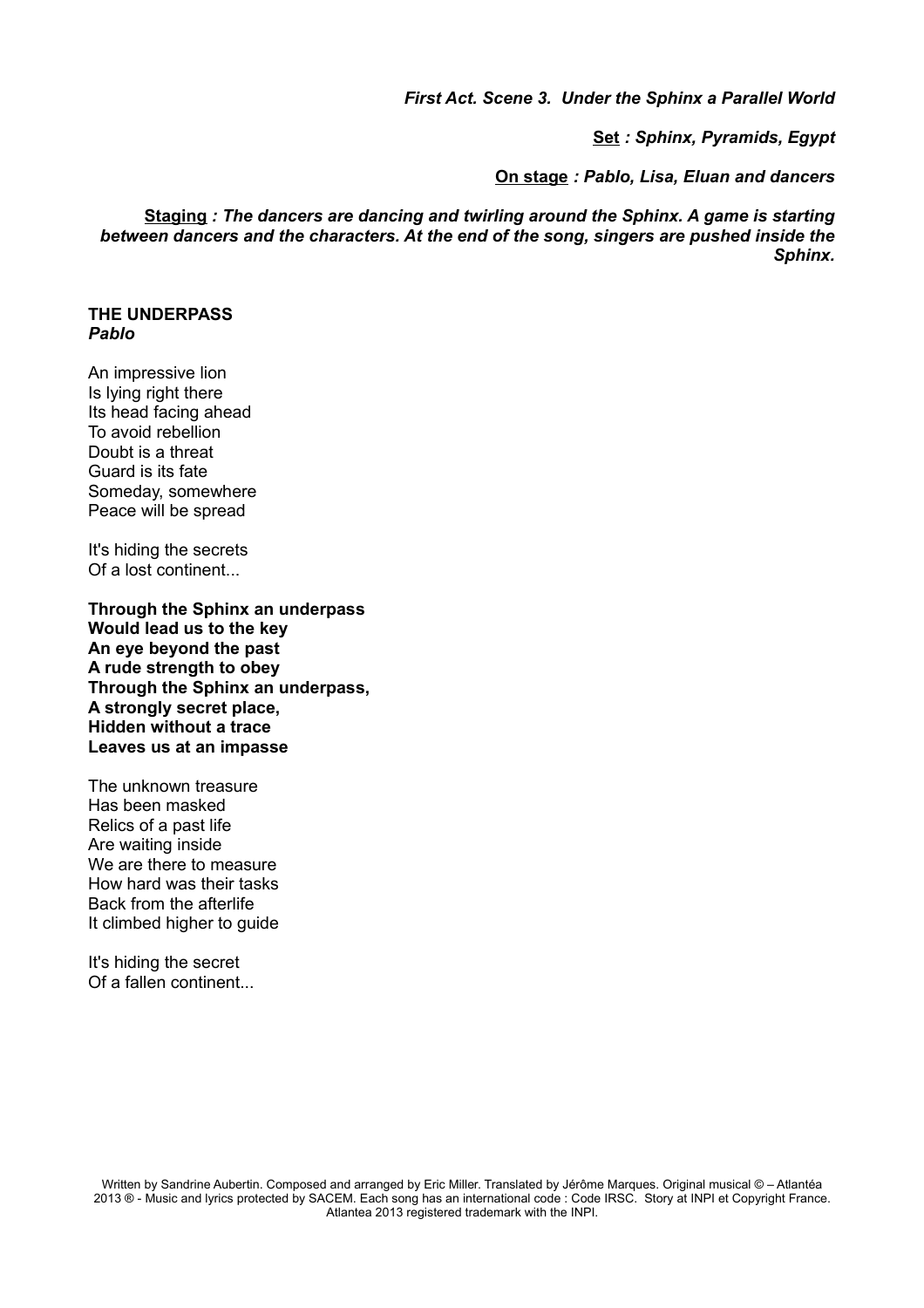*First Act. Scene 3. Under the Sphinx a Parallel World*

**Set** *: Sphinx, Pyramids, Egypt*

**On stage** *: Pablo, Lisa, Eluan and dancers*

**Staging** *: The dancers are dancing and twirling around the Sphinx. A game is starting between dancers and the characters. At the end of the song, singers are pushed inside the Sphinx.*

**THE UNDERPASS**
***Pablo***

An impressive lion
Is lying right there
Its head facing ahead
To avoid rebellion
Doubt is a threat
Guard is its fate
Someday, somewhere
Peace will be spread

It's hiding the secrets
Of a lost continent...

**Through the Sphinx an underpass**
**Would lead us to the key**
**An eye beyond the past**
**A rude strength to obey**
**Through the Sphinx an underpass,**
**A strongly secret place,**
**Hidden without a trace**
**Leaves us at an impasse**

The unknown treasure
Has been masked
Relics of a past life
Are waiting inside
We are there to measure
How hard was their tasks
Back from the afterlife
It climbed higher to guide

It's hiding the secret
Of a fallen continent...

Written by Sandrine Aubertin. Composed and arranged by Eric Miller. Translated by Jérôme Marques. Original musical © – Atlantéa 2013 ® - Music and lyrics protected by SACEM. Each song has an international code : Code IRSC. Story at INPI et Copyright France. Atlantea 2013 registered trademark with the INPI.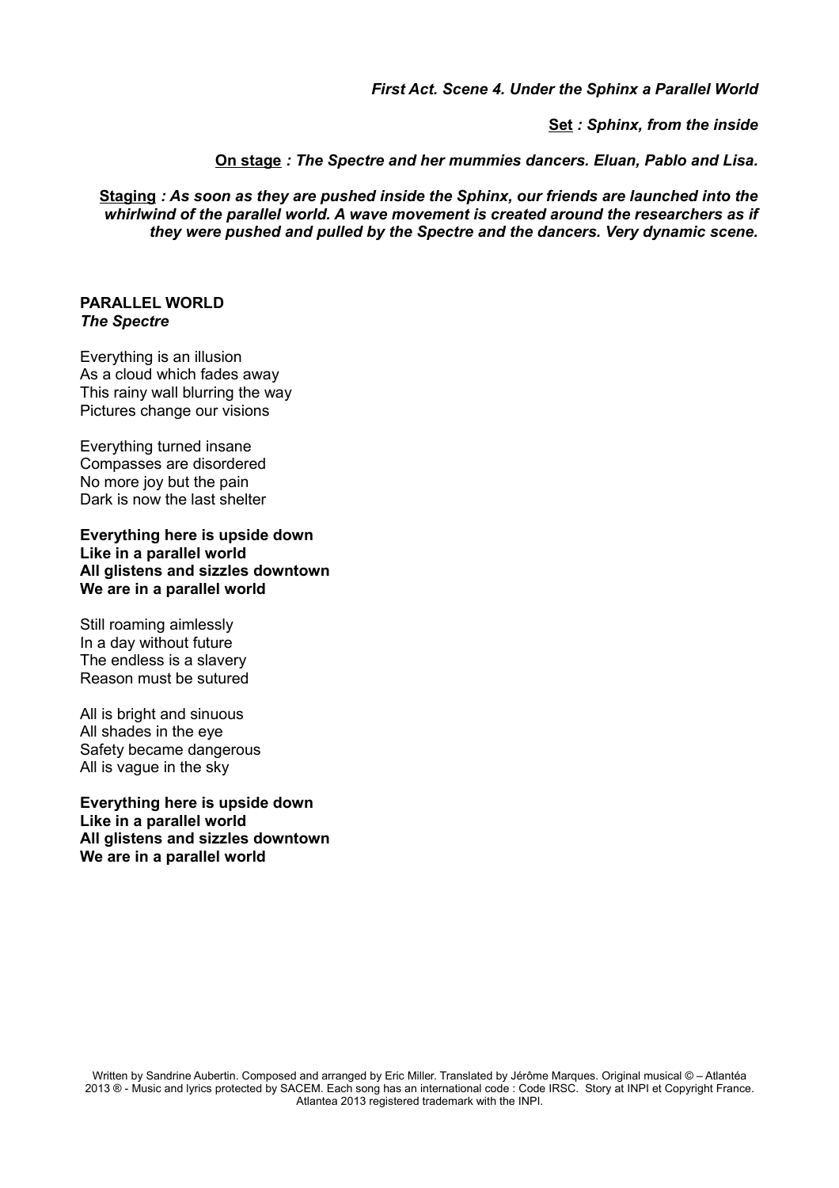***First Act. Scene 4. Under the Sphinx a Parallel World***

**Set** ***: Sphinx, from the inside***

**On stage** ***: The Spectre and her mummies dancers. Eluan, Pablo and Lisa.***

**Staging** ***: As soon as they are pushed inside the Sphinx, our friends are launched into the whirlwind of the parallel world. A wave movement is created around the researchers as if they were pushed and pulled by the Spectre and the dancers. Very dynamic scene.***

**PARALLEL WORLD**
***The Spectre***

Everything is an illusion
As a cloud which fades away
This rainy wall blurring the way
Pictures change our visions

Everything turned insane
Compasses are disordered
No more joy but the pain
Dark is now the last shelter

**Everything here is upside down**
**Like in a parallel world**
**All glistens and sizzles downtown**
**We are in a parallel world**

Still roaming aimlessly
In a day without future
The endless is a slavery
Reason must be sutured

All is bright and sinuous
All shades in the eye
Safety became dangerous
All is vague in the sky

**Everything here is upside down**
**Like in a parallel world**
**All glistens and sizzles downtown**
**We are in a parallel world**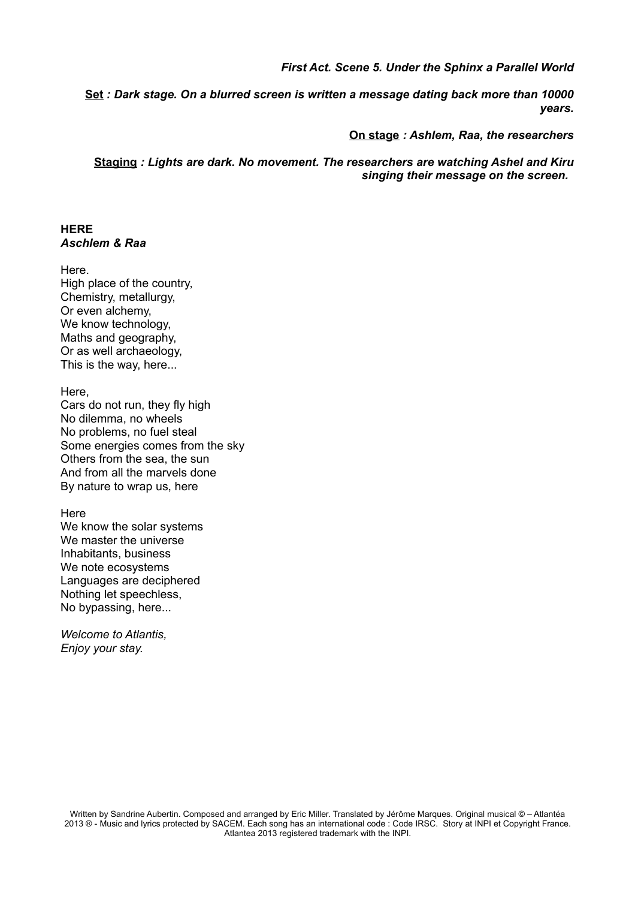***First Act. Scene 5. Under the Sphinx a Parallel World***

**Set** ***: Dark stage. On a blurred screen is written a message dating back more than 10000 years.***

**On stage** ***: Ashlem, Raa, the researchers***

**Staging** ***: Lights are dark. No movement. The researchers are watching Ashel and Kiru singing their message on the screen.***

**HERE**
***Aschlem & Raa***

Here.
High place of the country,
Chemistry, metallurgy,
Or even alchemy,
We know technology,
Maths and geography,
Or as well archaeology,
This is the way, here...

Here,
Cars do not run, they fly high
No dilemma, no wheels
No problems, no fuel steal
Some energies comes from the sky
Others from the sea, the sun
And from all the marvels done
By nature to wrap us, here

Here
We know the solar systems
We master the universe
Inhabitants, business
We note ecosystems
Languages are deciphered
Nothing let speechless,
No bypassing, here...

*Welcome to Atlantis,*
*Enjoy your stay.*

Written by Sandrine Aubertin. Composed and arranged by Eric Miller. Translated by Jérôme Marques. Original musical © – Atlantéa 2013 ® - Music and lyrics protected by SACEM. Each song has an international code : Code IRSC. Story at INPI et Copyright France. Atlantea 2013 registered trademark with the INPI.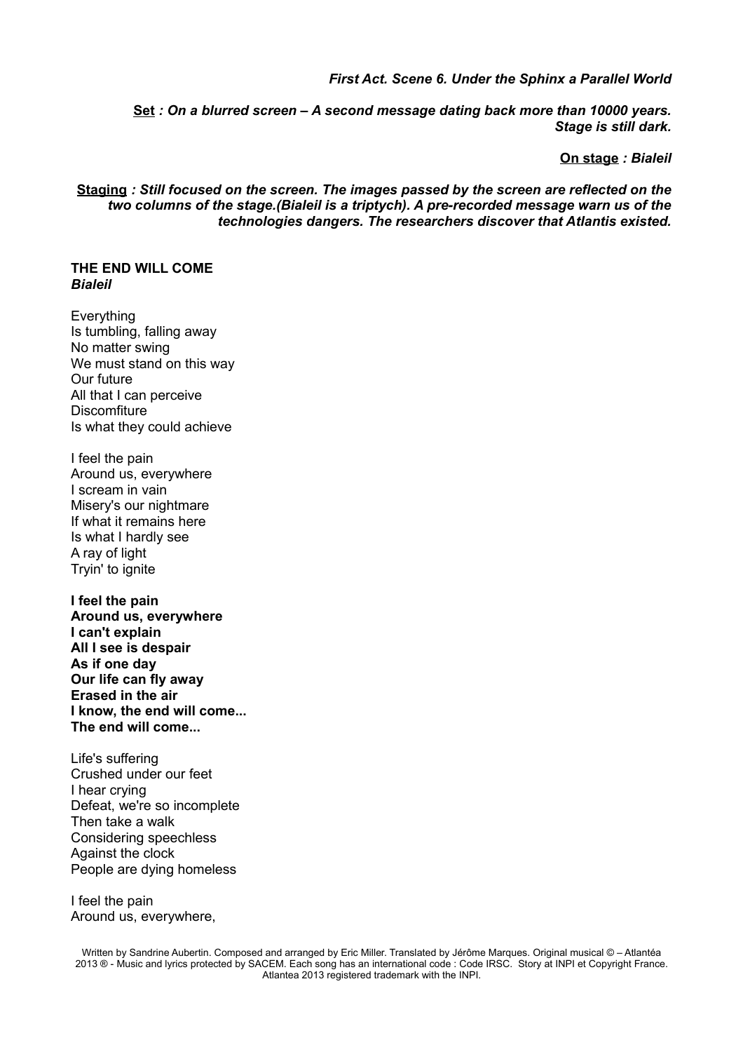***First Act. Scene 6. Under the Sphinx a Parallel World***

**Set** ***: On a blurred screen – A second message dating back more than 10000 years. Stage is still dark.***

**On stage** ***: Bialeil***

**Staging** ***: Still focused on the screen. The images passed by the screen are reflected on the two columns of the stage.(Bialeil is a triptych). A pre-recorded message warn us of the technologies dangers. The researchers discover that Atlantis existed.***

**THE END WILL COME**
***Bialeil***

Everything
Is tumbling, falling away
No matter swing
We must stand on this way
Our future
All that I can perceive
Discomfiture
Is what they could achieve

I feel the pain
Around us, everywhere
I scream in vain
Misery's our nightmare
If what it remains here
Is what I hardly see
A ray of light
Tryin' to ignite

**I feel the pain**
**Around us, everywhere**
**I can't explain**
**All I see is despair**
**As if one day**
**Our life can fly away**
**Erased in the air**
**I know, the end will come...**
**The end will come...**

Life's suffering
Crushed under our feet
I hear crying
Defeat, we're so incomplete
Then take a walk
Considering speechless
Against the clock
People are dying homeless

I feel the pain
Around us, everywhere,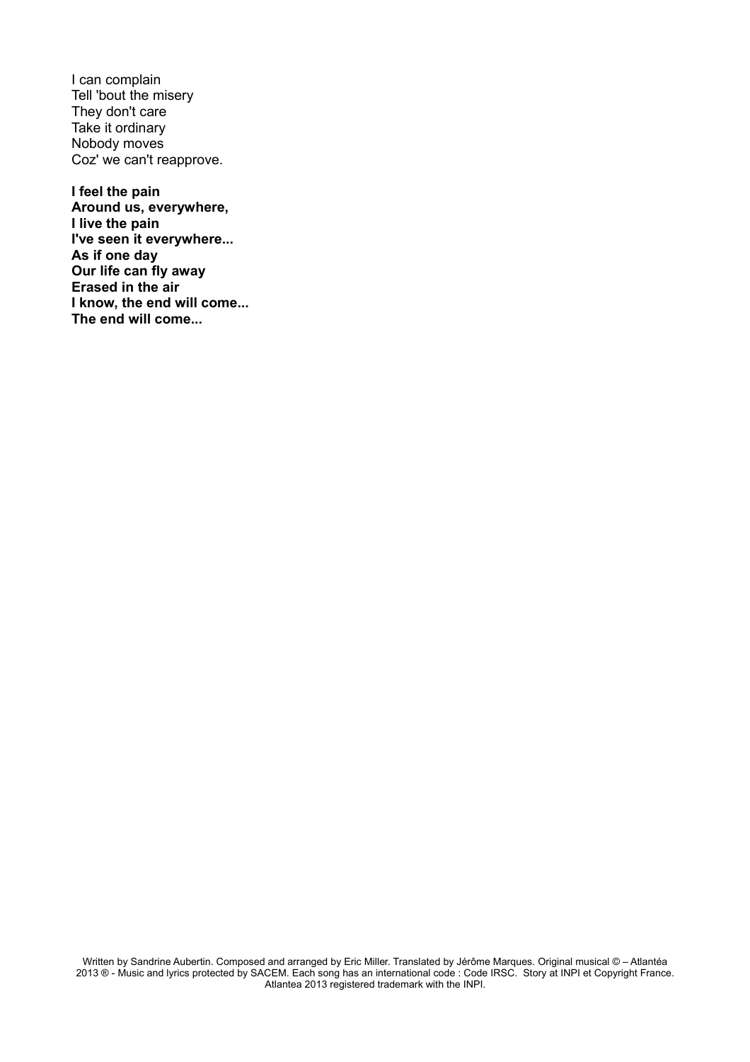I can complain
Tell 'bout the misery
They don't care
Take it ordinary
Nobody moves
Coz' we can't reapprove.

**I feel the pain**
**Around us, everywhere,**
**I live the pain**
**I've seen it everywhere...**
**As if one day**
**Our life can fly away**
**Erased in the air**
**I know, the end will come...**
**The end will come...**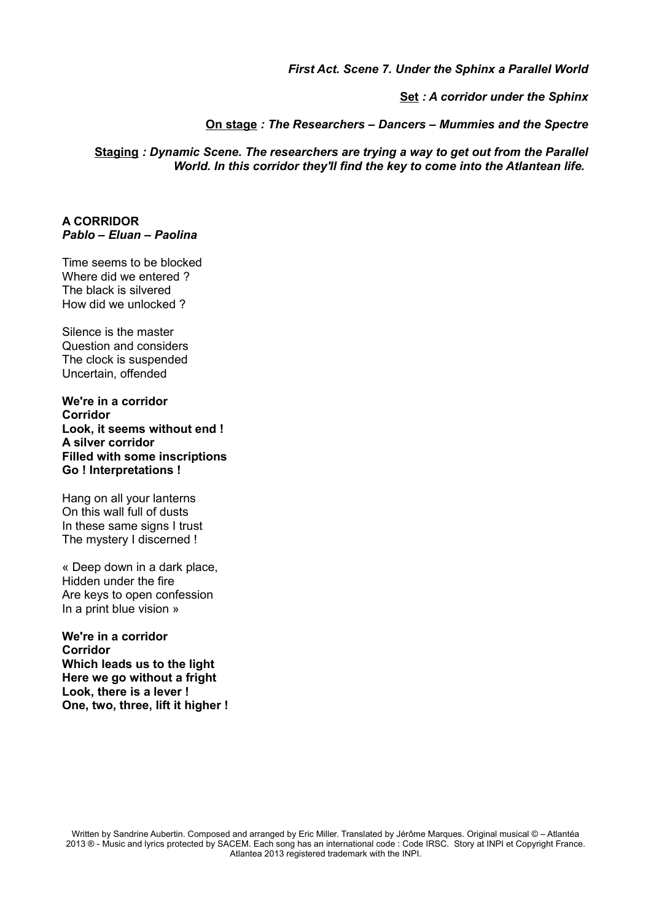*First Act. Scene 7. Under the Sphinx a Parallel World*

**Set** *: A corridor under the Sphinx*

**On stage** *: The Researchers – Dancers – Mummies and the Spectre*

**Staging** *: Dynamic Scene. The researchers are trying a way to get out from the Parallel World. In this corridor they'll find the key to come into the Atlantean life.*

**A CORRIDOR**
***Pablo – Eluan – Paolina***

Time seems to be blocked
Where did we entered ?
The black is silvered
How did we unlocked ?

Silence is the master
Question and considers
The clock is suspended
Uncertain, offended

**We're in a corridor**
**Corridor**
**Look, it seems without end !**
**A silver corridor**
**Filled with some inscriptions**
**Go ! Interpretations !**

Hang on all your lanterns
On this wall full of dusts
In these same signs I trust
The mystery I discerned !

« Deep down in a dark place,
Hidden under the fire
Are keys to open confession
In a print blue vision »

**We're in a corridor**
**Corridor**
**Which leads us to the light**
**Here we go without a fright**
**Look, there is a lever !**
**One, two, three, lift it higher !**

Written by Sandrine Aubertin. Composed and arranged by Eric Miller. Translated by Jérôme Marques. Original musical © – Atlantéa 2013 ® - Music and lyrics protected by SACEM. Each song has an international code : Code IRSC. Story at INPI et Copyright France. Atlantea 2013 registered trademark with the INPI.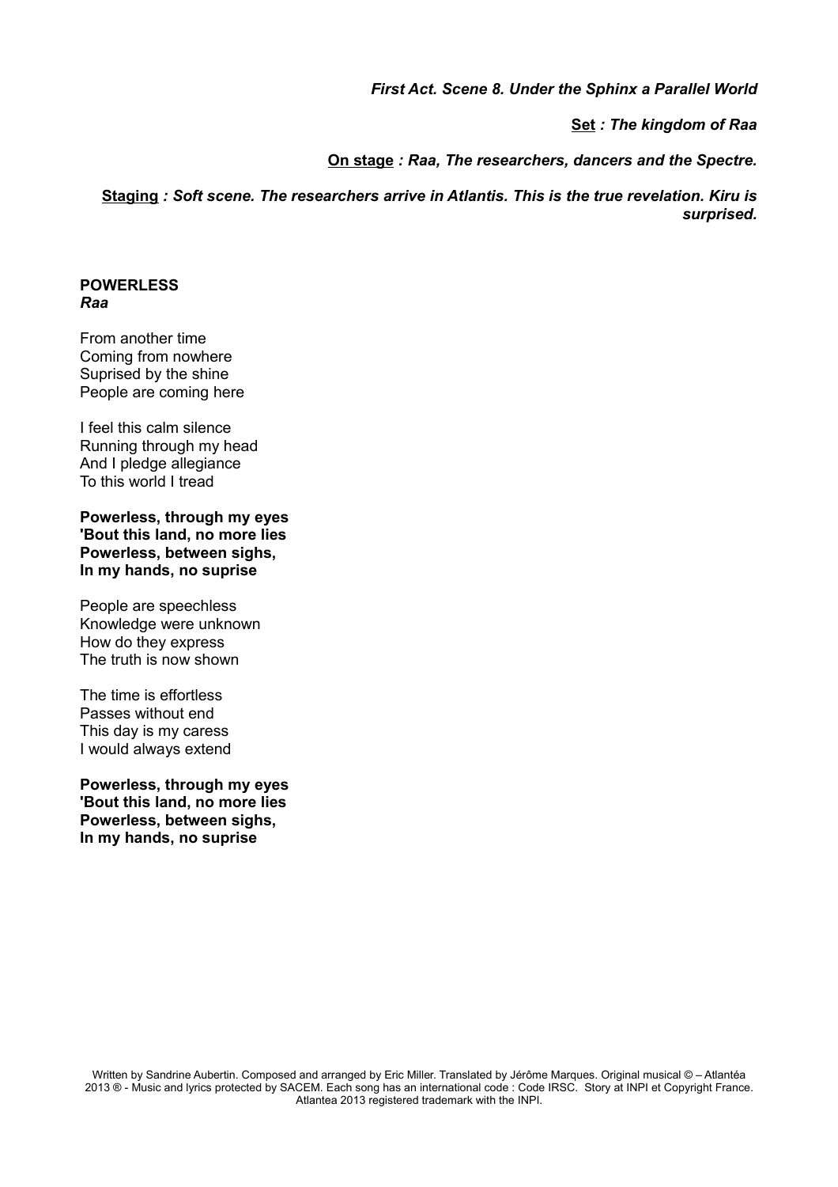*First Act. Scene 8. Under the Sphinx a Parallel World*

<u>**Set**</u> ***: The kingdom of Raa***

<u>**On stage**</u> ***: Raa, The researchers, dancers and the Spectre.***

<u>**Staging**</u> ***: Soft scene. The researchers arrive in Atlantis. This is the true revelation. Kiru is surprised.***

**POWERLESS**
***Raa***

From another time
Coming from nowhere
Suprised by the shine
People are coming here

I feel this calm silence
Running through my head
And I pledge allegiance
To this world I tread

**Powerless, through my eyes**
**'Bout this land, no more lies**
**Powerless, between sighs,**
**In my hands, no suprise**

People are speechless
Knowledge were unknown
How do they express
The truth is now shown

The time is effortless
Passes without end
This day is my caress
I would always extend

**Powerless, through my eyes**
**'Bout this land, no more lies**
**Powerless, between sighs,**
**In my hands, no suprise**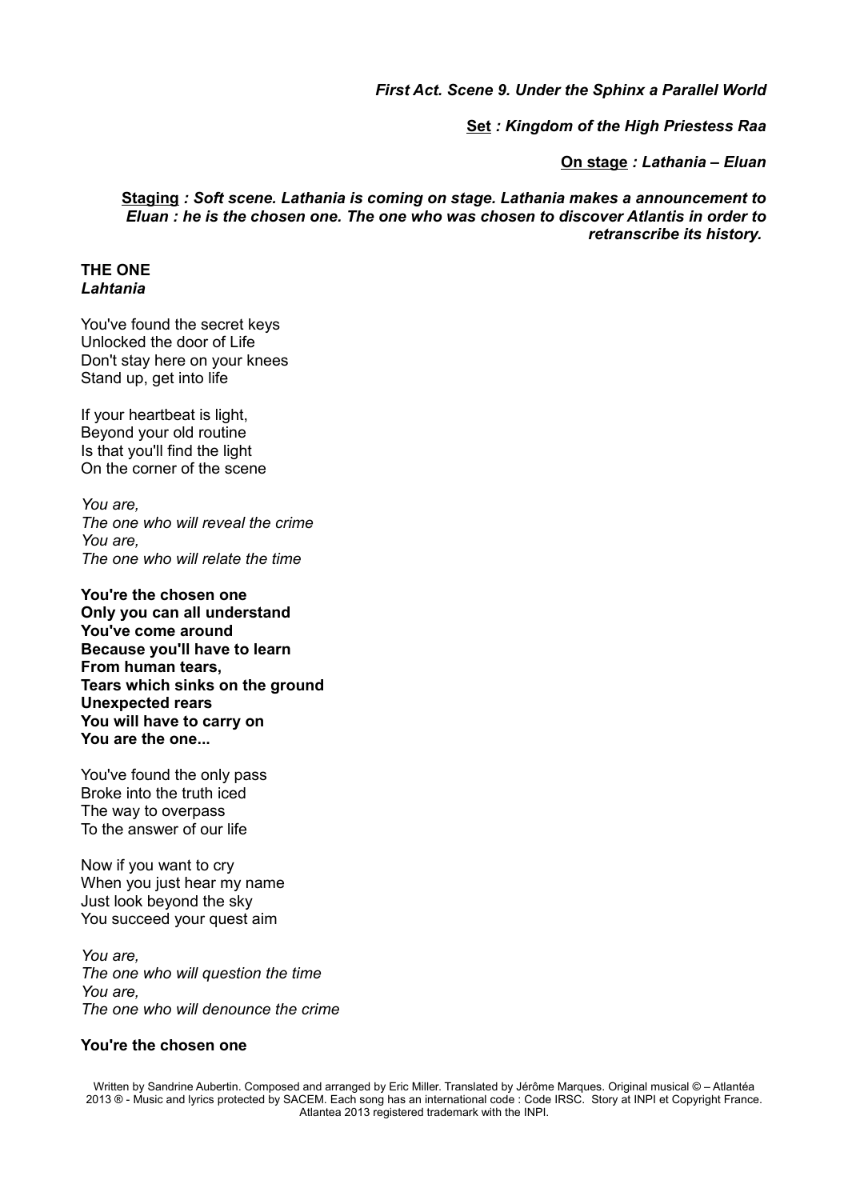*First Act. Scene 9. Under the Sphinx a Parallel World*

<u>Set</u> *: Kingdom of the High Priestess Raa*

<u>On stage</u> *: Lathania – Eluan*

<u>Staging</u> *: Soft scene. Lathania is coming on stage. Lathania makes a announcement to Eluan : he is the chosen one. The one who was chosen to discover Atlantis in order to retranscribe its history.*

**THE ONE**
***Lahtania***

You've found the secret keys
Unlocked the door of Life
Don't stay here on your knees
Stand up, get into life

If your heartbeat is light,
Beyond your old routine
Is that you'll find the light
On the corner of the scene

*You are,*
*The one who will reveal the crime*
*You are,*
*The one who will relate the time*

**You're the chosen one**
**Only you can all understand**
**You've come around**
**Because you'll have to learn**
**From human tears,**
**Tears which sinks on the ground**
**Unexpected rears**
**You will have to carry on**
**You are the one...**

You've found the only pass
Broke into the truth iced
The way to overpass
To the answer of our life

Now if you want to cry
When you just hear my name
Just look beyond the sky
You succeed your quest aim

*You are,*
*The one who will question the time*
*You are,*
*The one who will denounce the crime*

**You're the chosen one**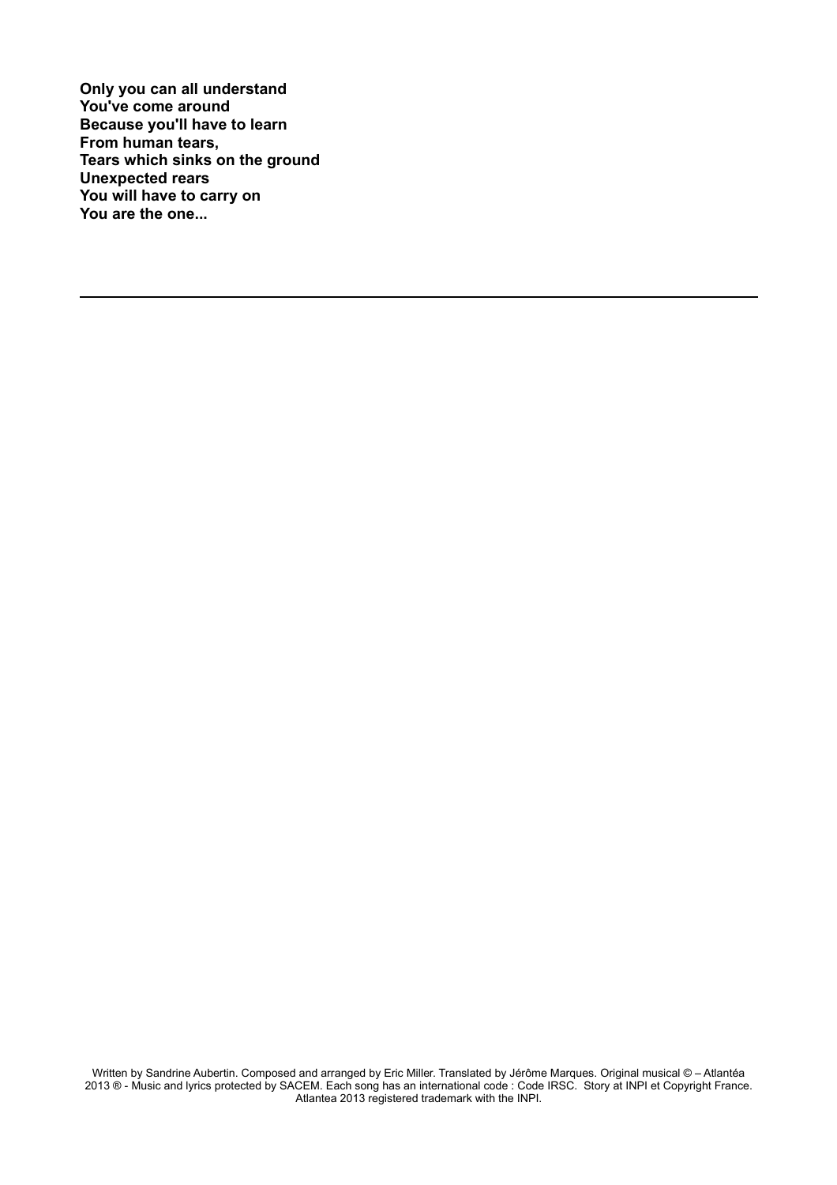**Only you can all understand**
**You've come around**
**Because you'll have to learn**
**From human tears,**
**Tears which sinks on the ground**
**Unexpected rears**
**You will have to carry on**
**You are the one...**

---

Written by Sandrine Aubertin. Composed and arranged by Eric Miller. Translated by Jérôme Marques. Original musical © – Atlantéa 2013 ® - Music and lyrics protected by SACEM. Each song has an international code : Code IRSC. Story at INPI et Copyright France. Atlantea 2013 registered trademark with the INPI.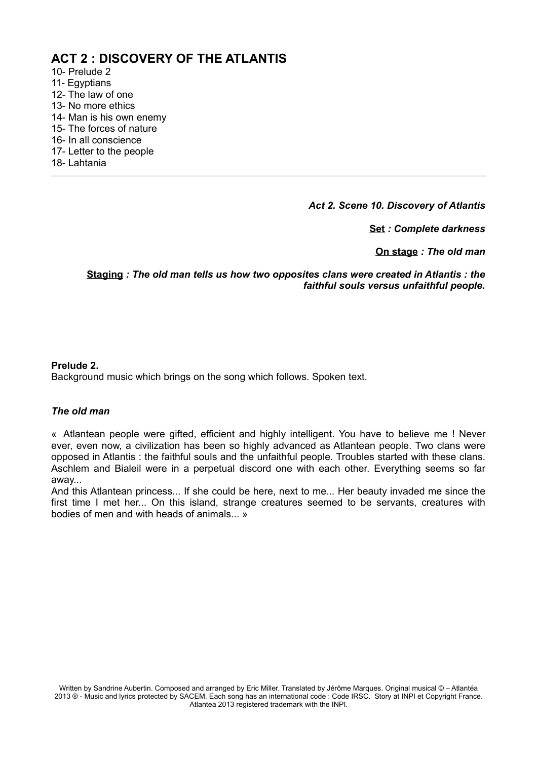# ACT 2 : DISCOVERY OF THE ATLANTIS

10- Prelude 2
11- Egyptians
12- The law of one
13- No more ethics
14- Man is his own enemy
15- The forces of nature
16- In all conscience
17- Letter to the people
18- Lahtania

---

***Act 2. Scene 10. Discovery of Atlantis***

**Set** ***: Complete darkness***

**On stage** ***: The old man***

**Staging** ***: The old man tells us how two opposites clans were created in Atlantis : the faithful souls versus unfaithful people.***

**Prelude 2.**
Background music which brings on the song which follows. Spoken text.

***The old man***

« Atlantean people were gifted, efficient and highly intelligent. You have to believe me ! Never ever, even now, a civilization has been so highly advanced as Atlantean people. Two clans were opposed in Atlantis : the faithful souls and the unfaithful people. Troubles started with these clans. Aschlem and Bialeil were in a perpetual discord one with each other. Everything seems so far away...
And this Atlantean princess... If she could be here, next to me... Her beauty invaded me since the first time I met her... On this island, strange creatures seemed to be servants, creatures with bodies of men and with heads of animals... »

Written by Sandrine Aubertin. Composed and arranged by Eric Miller. Translated by Jérôme Marques. Original musical © – Atlantéa 2013 ® - Music and lyrics protected by SACEM. Each song has an international code : Code IRSC. Story at INPI et Copyright France. Atlantea 2013 registered trademark with the INPI.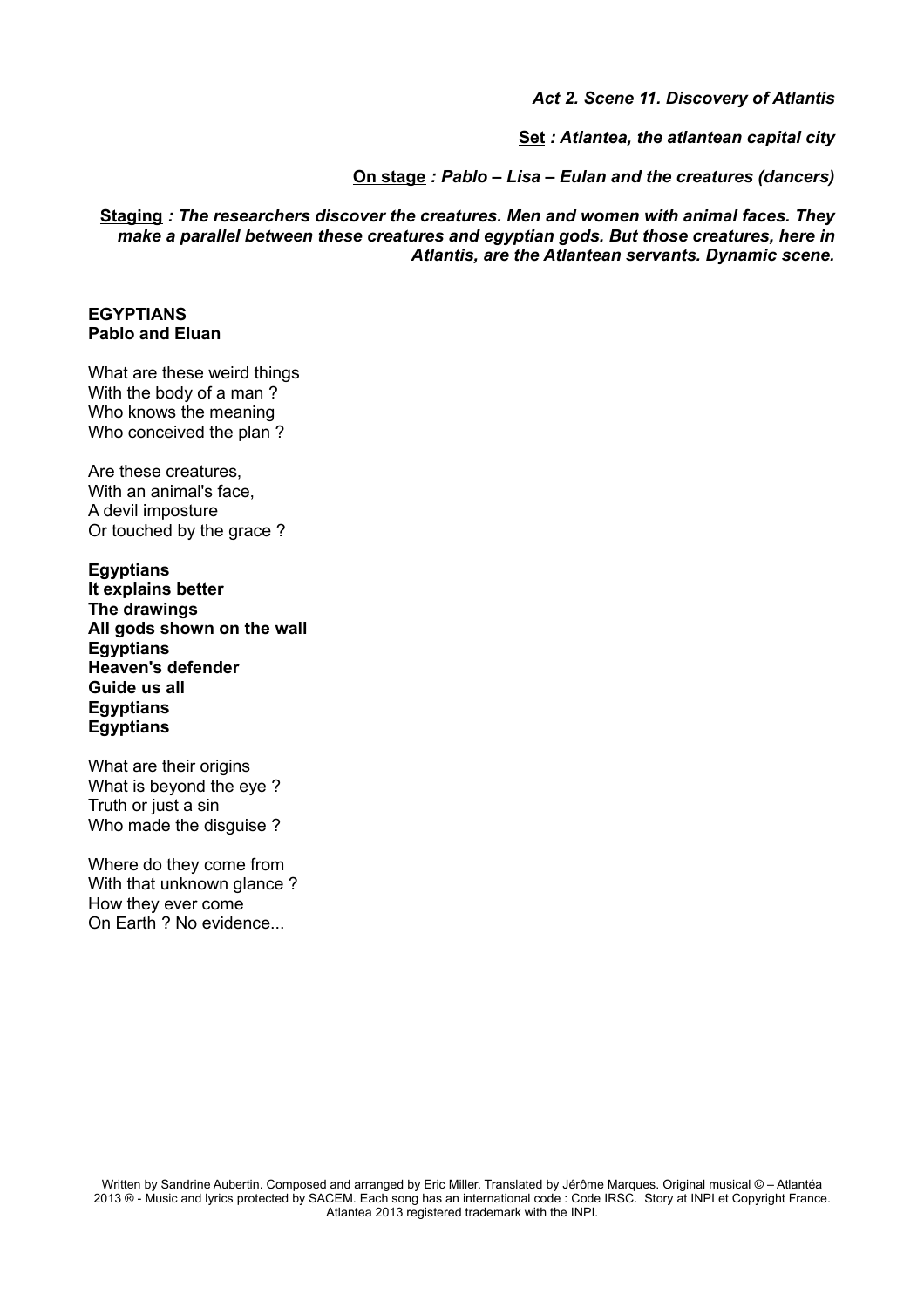*Act 2. Scene 11. Discovery of Atlantis*

<u>**Set**</u> ***: Atlantea, the atlantean capital city***

<u>**On stage**</u> ***: Pablo – Lisa – Eulan and the creatures (dancers)***

<u>**Staging**</u> ***: The researchers discover the creatures. Men and women with animal faces. They make a parallel between these creatures and egyptian gods. But those creatures, here in Atlantis, are the Atlantean servants. Dynamic scene.***

**EGYPTIANS**
**Pablo and Eluan**

What are these weird things
With the body of a man ?
Who knows the meaning
Who conceived the plan ?

Are these creatures,
With an animal's face,
A devil imposture
Or touched by the grace ?

**Egyptians**
**It explains better**
**The drawings**
**All gods shown on the wall**
**Egyptians**
**Heaven's defender**
**Guide us all**
**Egyptians**
**Egyptians**

What are their origins
What is beyond the eye ?
Truth or just a sin
Who made the disguise ?

Where do they come from
With that unknown glance ?
How they ever come
On Earth ? No evidence...

Written by Sandrine Aubertin. Composed and arranged by Eric Miller. Translated by Jérôme Marques. Original musical © – Atlantéa 2013 ® - Music and lyrics protected by SACEM. Each song has an international code : Code IRSC. Story at INPI et Copyright France. Atlantea 2013 registered trademark with the INPI.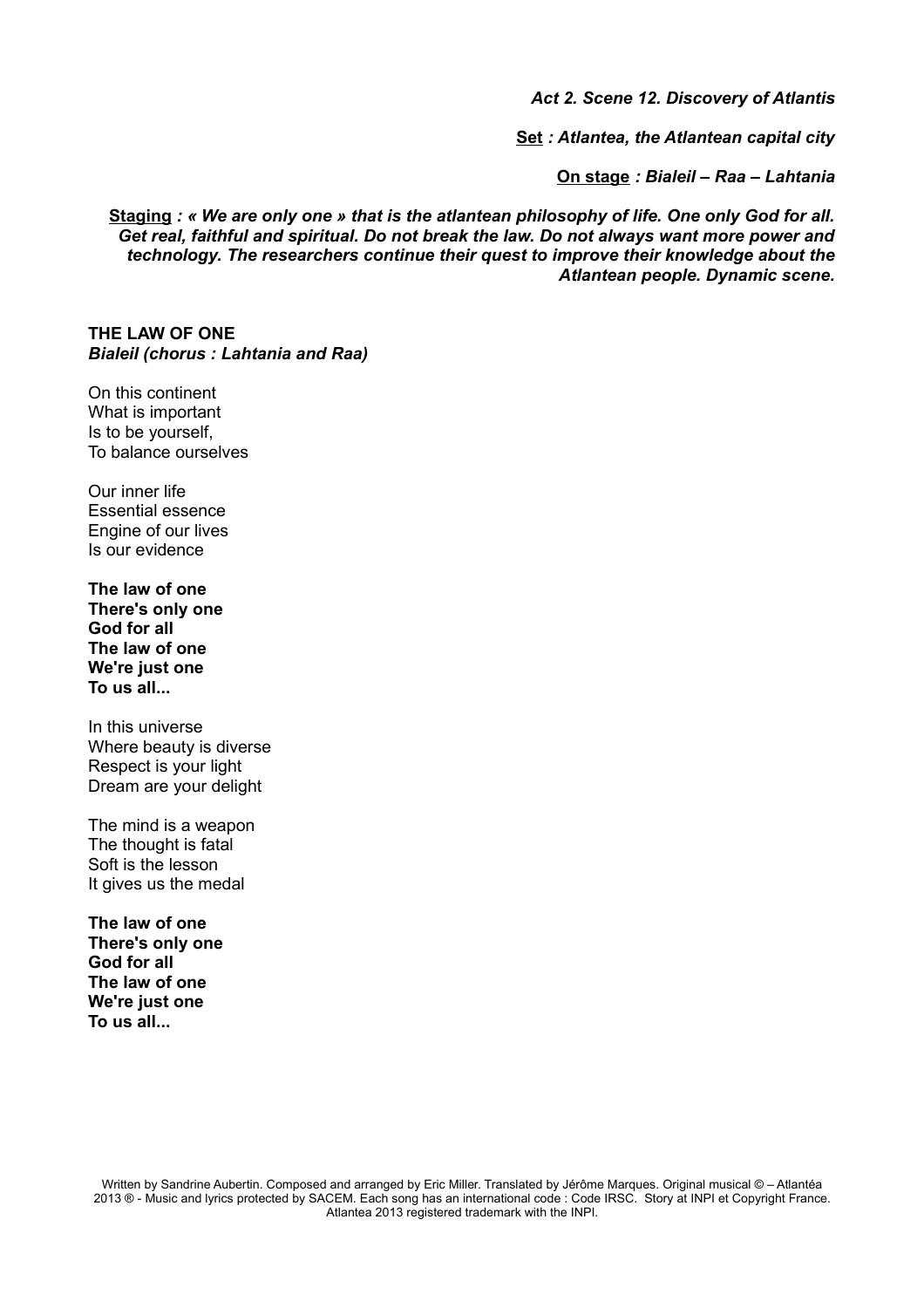*Act 2. Scene 12. Discovery of Atlantis*

**Set** *: Atlantea, the Atlantean capital city*

**On stage** *: Bialeil – Raa – Lahtania*

**Staging** *: « We are only one » that is the atlantean philosophy of life. One only God for all. Get real, faithful and spiritual. Do not break the law. Do not always want more power and technology. The researchers continue their quest to improve their knowledge about the Atlantean people. Dynamic scene.*

**THE LAW OF ONE**
***Bialeil (chorus : Lahtania and Raa)***

On this continent
What is important
Is to be yourself,
To balance ourselves

Our inner life
Essential essence
Engine of our lives
Is our evidence

**The law of one**
**There's only one**
**God for all**
**The law of one**
**We're just one**
**To us all...**

In this universe
Where beauty is diverse
Respect is your light
Dream are your delight

The mind is a weapon
The thought is fatal
Soft is the lesson
It gives us the medal

**The law of one**
**There's only one**
**God for all**
**The law of one**
**We're just one**
**To us all...**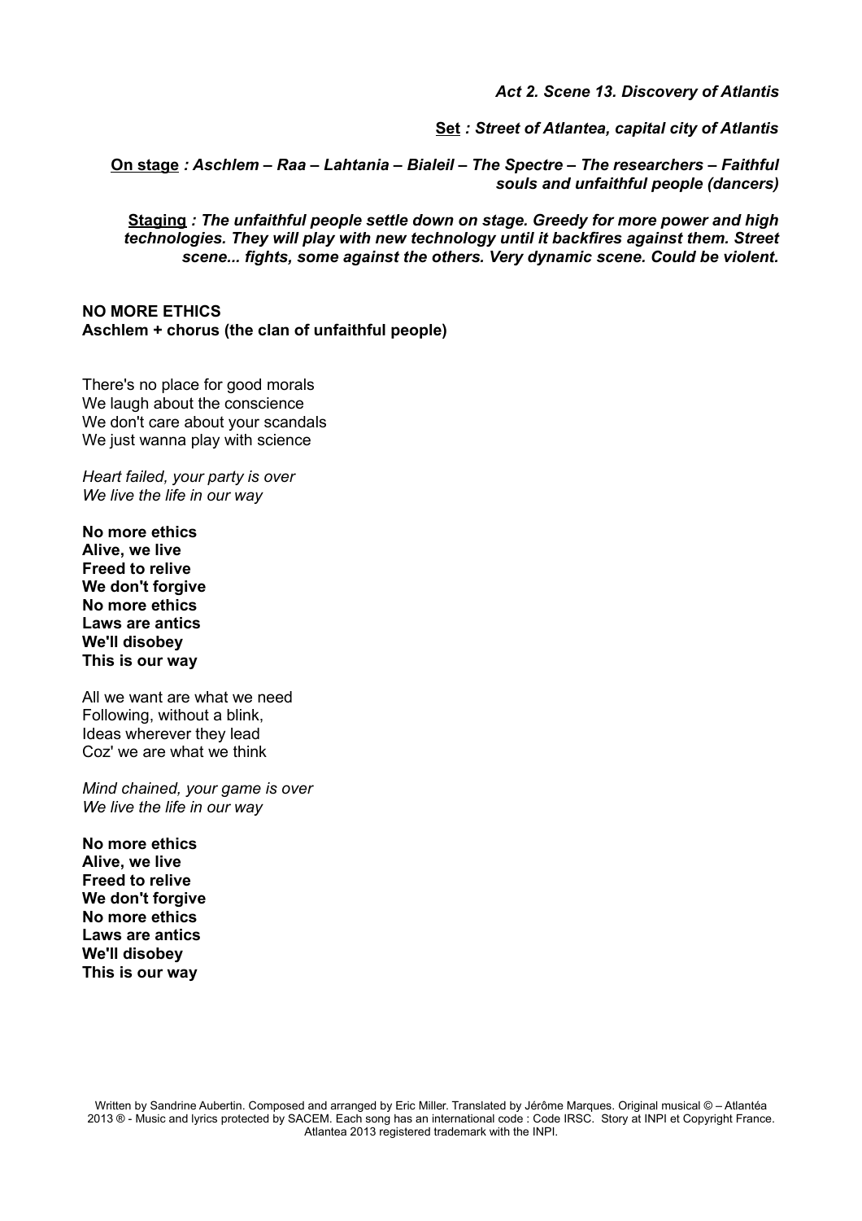*Act 2. Scene 13. Discovery of Atlantis*

**Set** *: Street of Atlantea, capital city of Atlantis*

**On stage** *: Aschlem – Raa – Lahtania – Bialeil – The Spectre – The researchers – Faithful souls and unfaithful people (dancers)*

**Staging** *: The unfaithful people settle down on stage. Greedy for more power and high technologies. They will play with new technology until it backfires against them. Street scene... fights, some against the others. Very dynamic scene. Could be violent.*

**NO MORE ETHICS**
**Aschlem + chorus (the clan of unfaithful people)**

There's no place for good morals
We laugh about the conscience
We don't care about your scandals
We just wanna play with science

*Heart failed, your party is over*
*We live the life in our way*

**No more ethics**
**Alive, we live**
**Freed to relive**
**We don't forgive**
**No more ethics**
**Laws are antics**
**We'll disobey**
**This is our way**

All we want are what we need
Following, without a blink,
Ideas wherever they lead
Coz' we are what we think

*Mind chained, your game is over*
*We live the life in our way*

**No more ethics**
**Alive, we live**
**Freed to relive**
**We don't forgive**
**No more ethics**
**Laws are antics**
**We'll disobey**
**This is our way**

Written by Sandrine Aubertin. Composed and arranged by Eric Miller. Translated by Jérôme Marques. Original musical © – Atlantéa 2013 ® - Music and lyrics protected by SACEM. Each song has an international code : Code IRSC. Story at INPI et Copyright France. Atlantea 2013 registered trademark with the INPI.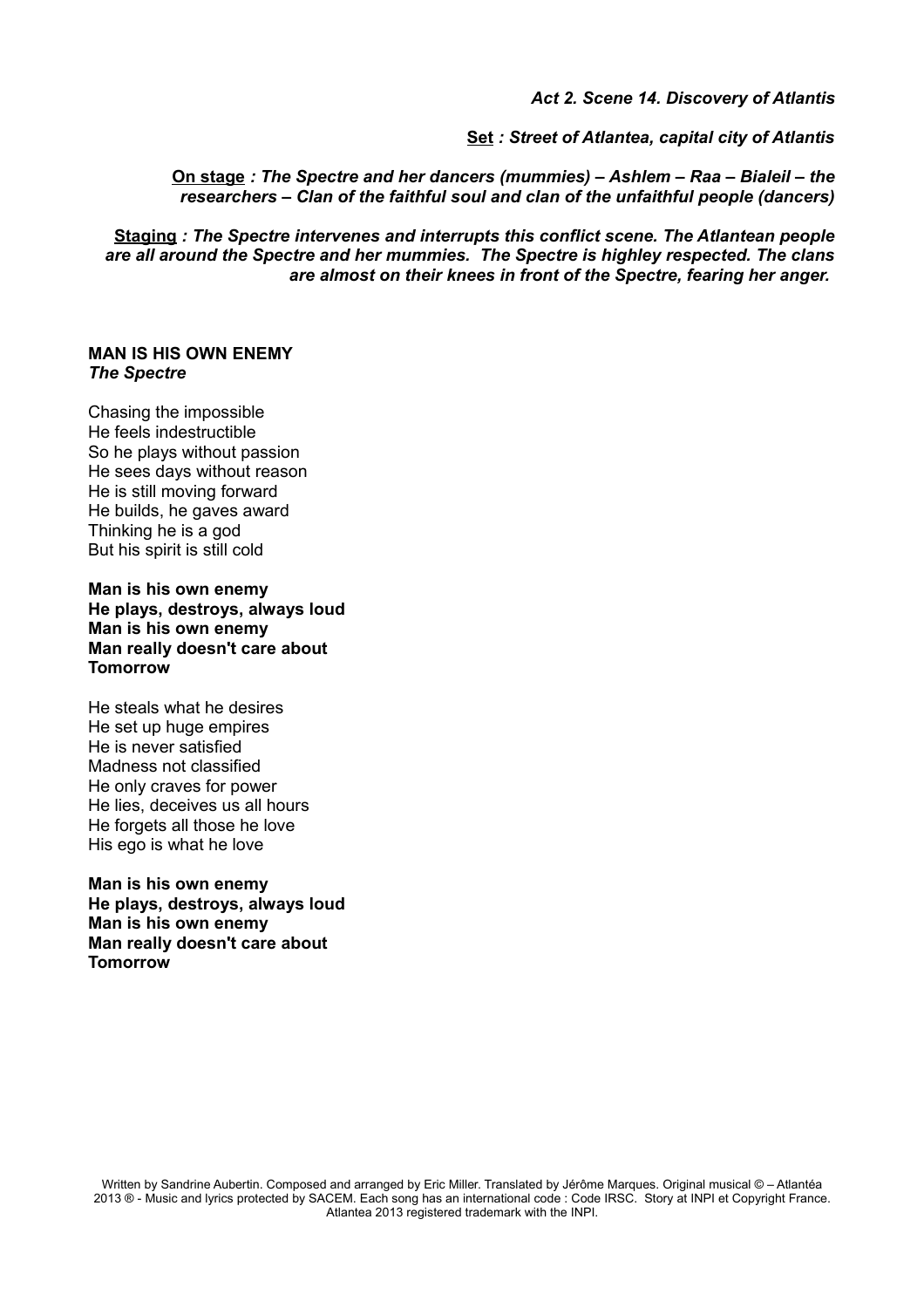*Act 2. Scene 14. Discovery of Atlantis*

**Set** *: Street of Atlantea, capital city of Atlantis*

**On stage** *: The Spectre and her dancers (mummies) – Ashlem – Raa – Bialeil – the researchers – Clan of the faithful soul and clan of the unfaithful people (dancers)*

**Staging** *: The Spectre intervenes and interrupts this conflict scene. The Atlantean people are all around the Spectre and her mummies. The Spectre is highley respected. The clans are almost on their knees in front of the Spectre, fearing her anger.*

**MAN IS HIS OWN ENEMY**
***The Spectre***

Chasing the impossible
He feels indestructible
So he plays without passion
He sees days without reason
He is still moving forward
He builds, he gaves award
Thinking he is a god
But his spirit is still cold

**Man is his own enemy**
**He plays, destroys, always loud**
**Man is his own enemy**
**Man really doesn't care about**
**Tomorrow**

He steals what he desires
He set up huge empires
He is never satisfied
Madness not classified
He only craves for power
He lies, deceives us all hours
He forgets all those he love
His ego is what he love

**Man is his own enemy**
**He plays, destroys, always loud**
**Man is his own enemy**
**Man really doesn't care about**
**Tomorrow**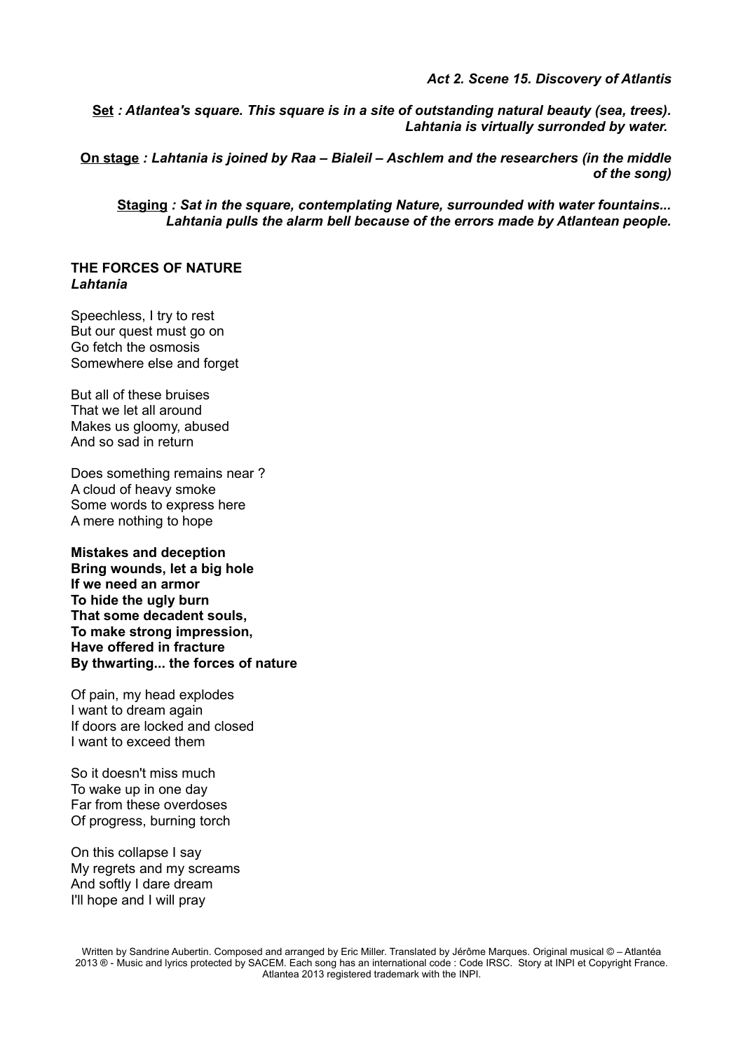*Act 2. Scene 15. Discovery of Atlantis*

**Set** ***: Atlantea's square. This square is in a site of outstanding natural beauty (sea, trees). Lahtania is virtually surronded by water.***

**On stage** ***: Lahtania is joined by Raa – Bialeil – Aschlem and the researchers (in the middle of the song)***

**Staging** ***: Sat in the square, contemplating Nature, surrounded with water fountains... Lahtania pulls the alarm bell because of the errors made by Atlantean people.***

**THE FORCES OF NATURE**
***Lahtania***

Speechless, I try to rest
But our quest must go on
Go fetch the osmosis
Somewhere else and forget

But all of these bruises
That we let all around
Makes us gloomy, abused
And so sad in return

Does something remains near ?
A cloud of heavy smoke
Some words to express here
A mere nothing to hope

**Mistakes and deception**
**Bring wounds, let a big hole**
**If we need an armor**
**To hide the ugly burn**
**That some decadent souls,**
**To make strong impression,**
**Have offered in fracture**
**By thwarting... the forces of nature**

Of pain, my head explodes
I want to dream again
If doors are locked and closed
I want to exceed them

So it doesn't miss much
To wake up in one day
Far from these overdoses
Of progress, burning torch

On this collapse I say
My regrets and my screams
And softly I dare dream
I'll hope and I will pray

Written by Sandrine Aubertin. Composed and arranged by Eric Miller. Translated by Jérôme Marques. Original musical © – Atlantéa 2013 ® - Music and lyrics protected by SACEM. Each song has an international code : Code IRSC. Story at INPI et Copyright France. Atlantea 2013 registered trademark with the INPI.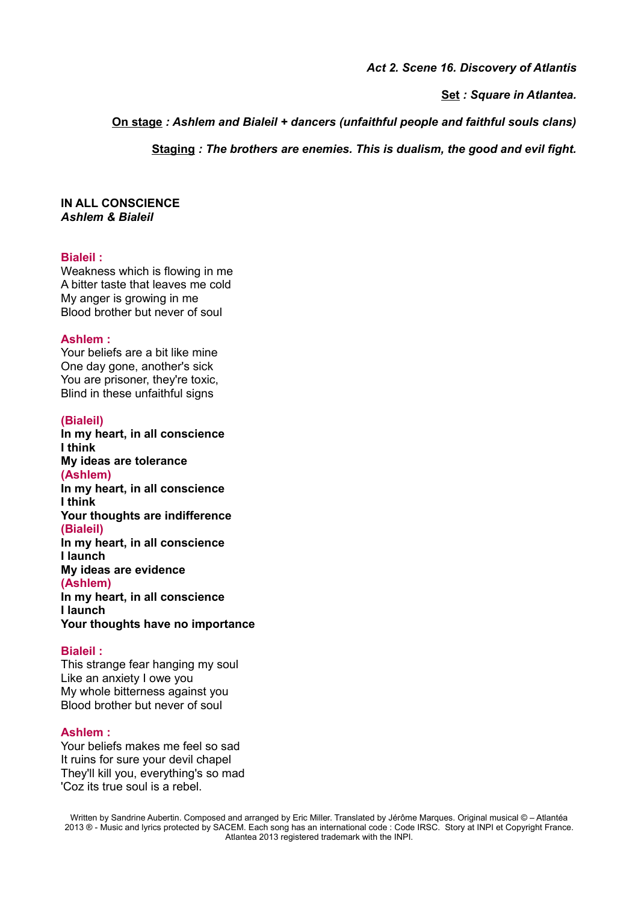*Act 2. Scene 16. Discovery of Atlantis*

*Set : Square in Atlantea.*

*On stage : Ashlem and Bialeil + dancers (unfaithful people and faithful souls clans)*

*Staging : The brothers are enemies. This is dualism, the good and evil fight.*

**IN ALL CONSCIENCE**
***Ashlem & Bialeil***

**Bialeil :**
Weakness which is flowing in me
A bitter taste that leaves me cold
My anger is growing in me
Blood brother but never of soul

**Ashlem :**
Your beliefs are a bit like mine
One day gone, another's sick
You are prisoner, they're toxic,
Blind in these unfaithful signs

**(Bialeil)**
**In my heart, in all conscience**
**I think**
**My ideas are tolerance**
**(Ashlem)**
**In my heart, in all conscience**
**I think**
**Your thoughts are indifference**
**(Bialeil)**
**In my heart, in all conscience**
**I launch**
**My ideas are evidence**
**(Ashlem)**
**In my heart, in all conscience**
**I launch**
**Your thoughts have no importance**

**Bialeil :**
This strange fear hanging my soul
Like an anxiety I owe you
My whole bitterness against you
Blood brother but never of soul

**Ashlem :**
Your beliefs makes me feel so sad
It ruins for sure your devil chapel
They'll kill you, everything's so mad
'Coz its true soul is a rebel.

Written by Sandrine Aubertin. Composed and arranged by Eric Miller. Translated by Jérôme Marques. Original musical © – Atlantéa 2013 ® - Music and lyrics protected by SACEM. Each song has an international code : Code IRSC. Story at INPI et Copyright France. Atlantea 2013 registered trademark with the INPI.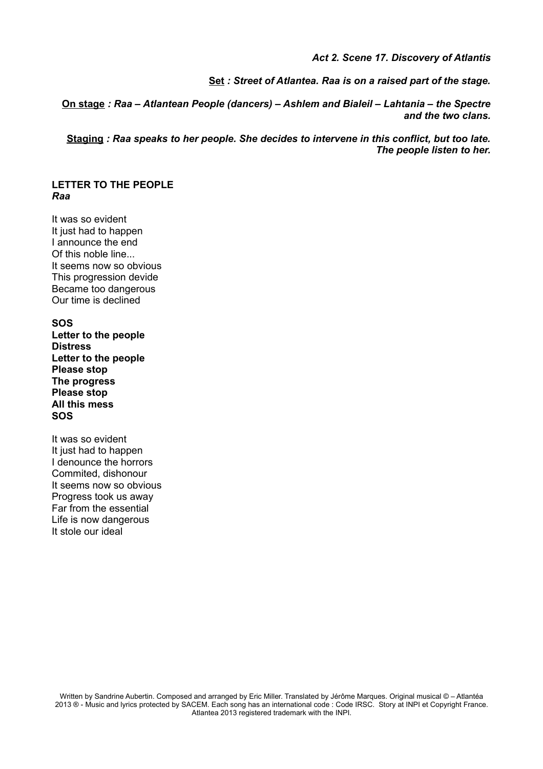***Act 2. Scene 17. Discovery of Atlantis***

**Set** ***: Street of Atlantea. Raa is on a raised part of the stage.***

**On stage** ***: Raa – Atlantean People (dancers) – Ashlem and Bialeil – Lahtania – the Spectre and the two clans.***

**Staging** ***: Raa speaks to her people. She decides to intervene in this conflict, but too late. The people listen to her.***

**LETTER TO THE PEOPLE**
***Raa***

It was so evident
It just had to happen
I announce the end
Of this noble line...
It seems now so obvious
This progression devide
Became too dangerous
Our time is declined

**SOS**
**Letter to the people**
**Distress**
**Letter to the people**
**Please stop**
**The progress**
**Please stop**
**All this mess**
**SOS**

It was so evident
It just had to happen
I denounce the horrors
Commited, dishonour
It seems now so obvious
Progress took us away
Far from the essential
Life is now dangerous
It stole our ideal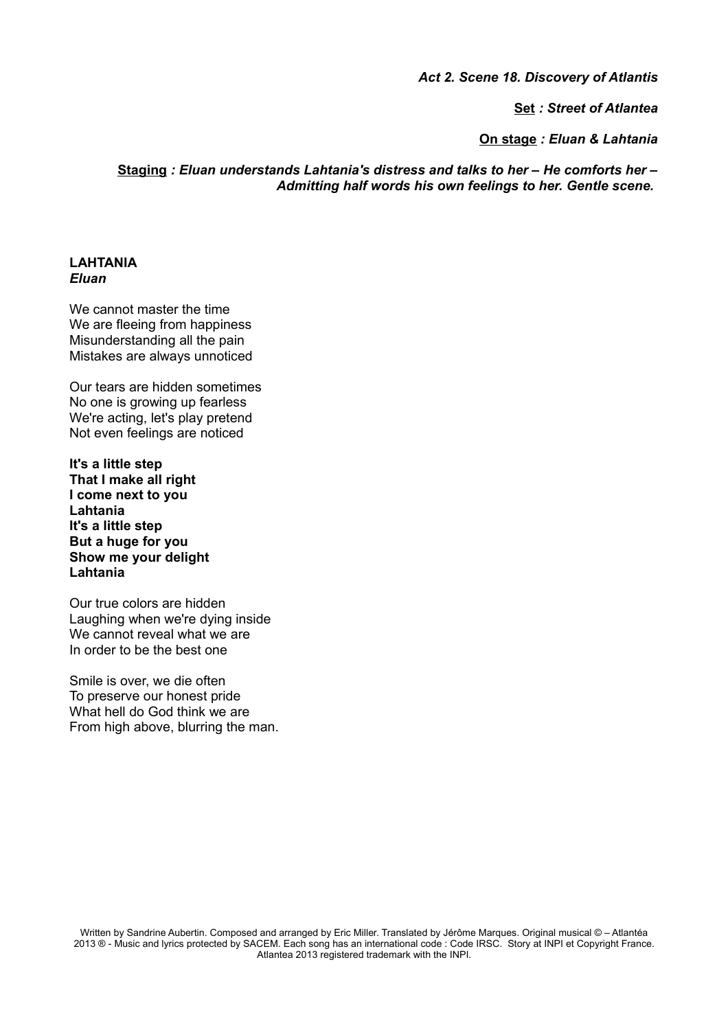***Act 2. Scene 18. Discovery of Atlantis***

***Set : Street of Atlantea***

***On stage : Eluan & Lahtania***

***Staging : Eluan understands Lahtania's distress and talks to her – He comforts her – Admitting half words his own feelings to her. Gentle scene.***

**LAHTANIA**
***Eluan***

We cannot master the time
We are fleeing from happiness
Misunderstanding all the pain
Mistakes are always unnoticed

Our tears are hidden sometimes
No one is growing up fearless
We're acting, let's play pretend
Not even feelings are noticed

**It's a little step**
**That I make all right**
**I come next to you**
**Lahtania**
**It's a little step**
**But a huge for you**
**Show me your delight**
**Lahtania**

Our true colors are hidden
Laughing when we're dying inside
We cannot reveal what we are
In order to be the best one

Smile is over, we die often
To preserve our honest pride
What hell do God think we are
From high above, blurring the man.

Written by Sandrine Aubertin. Composed and arranged by Eric Miller. Translated by Jérôme Marques. Original musical © – Atlantéa 2013 ® - Music and lyrics protected by SACEM. Each song has an international code : Code IRSC. Story at INPI et Copyright France. Atlantea 2013 registered trademark with the INPI.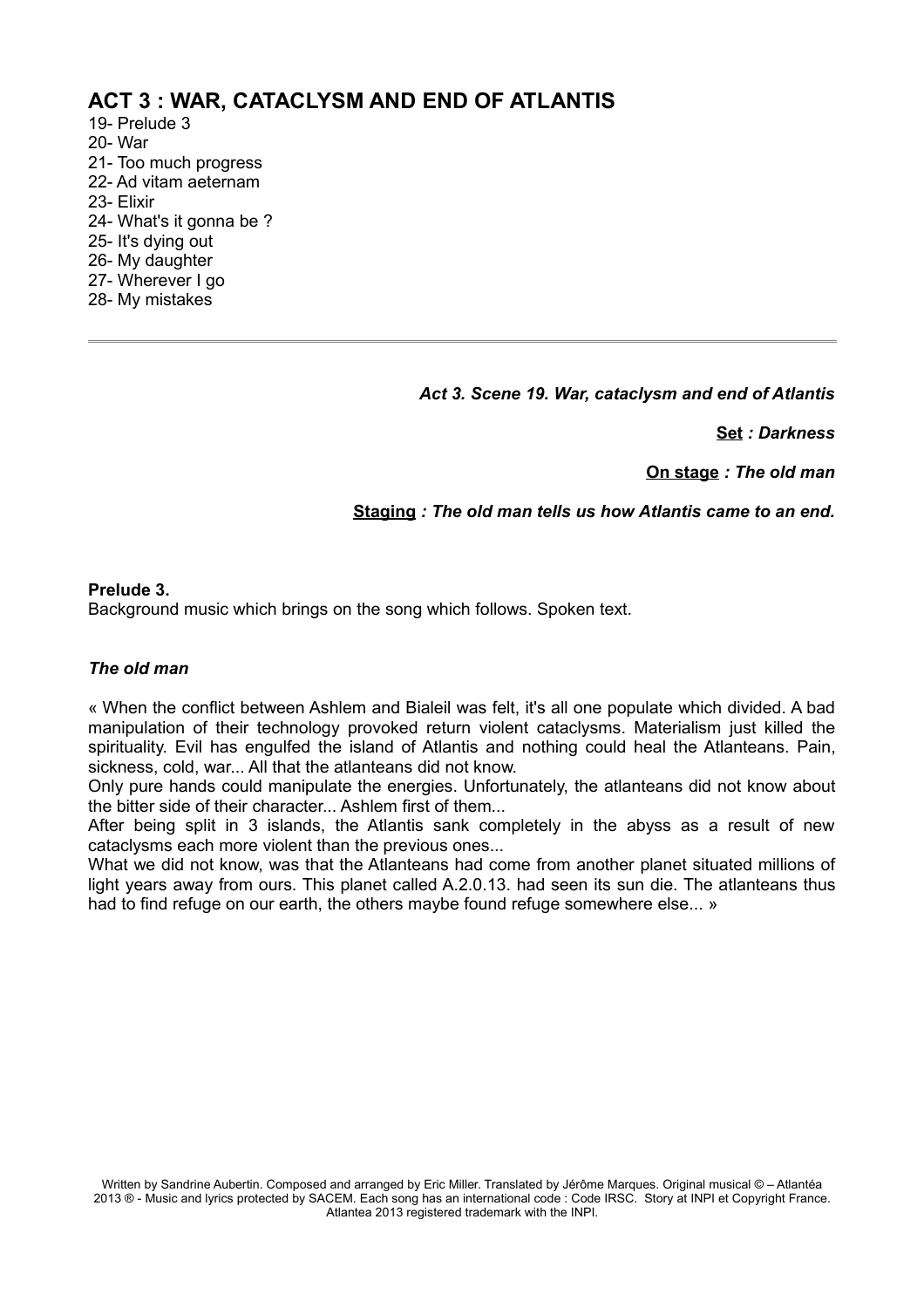## ACT 3 : WAR, CATACLYSM AND END OF ATLANTIS

19- Prelude 3
20- War
21- Too much progress
22- Ad vitam aeternam
23- Elixir
24- What's it gonna be ?
25- It's dying out
26- My daughter
27- Wherever I go
28- My mistakes

---

***Act 3. Scene 19. War, cataclysm and end of Atlantis***

**Set** *: Darkness*

**On stage** *: The old man*

**Staging** *: The old man tells us how Atlantis came to an end.*

**Prelude 3.**
Background music which brings on the song which follows. Spoken text.

***The old man***

« When the conflict between Ashlem and Bialeil was felt, it's all one populate which divided. A bad manipulation of their technology provoked return violent cataclysms. Materialism just killed the spirituality. Evil has engulfed the island of Atlantis and nothing could heal the Atlanteans. Pain, sickness, cold, war... All that the atlanteans did not know.
Only pure hands could manipulate the energies. Unfortunately, the atlanteans did not know about the bitter side of their character... Ashlem first of them...
After being split in 3 islands, the Atlantis sank completely in the abyss as a result of new cataclysms each more violent than the previous ones...
What we did not know, was that the Atlanteans had come from another planet situated millions of light years away from ours. This planet called A.2.0.13. had seen its sun die. The atlanteans thus had to find refuge on our earth, the others maybe found refuge somewhere else... »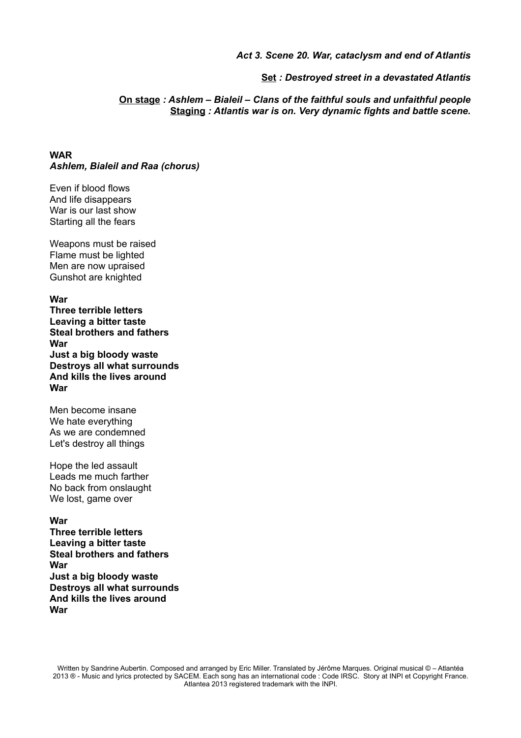*Act 3. Scene 20. War, cataclysm and end of Atlantis*

<u>Set</u> *: Destroyed street in a devastated Atlantis*

<u>On stage</u> *: Ashlem – Bialeil – Clans of the faithful souls and unfaithful people*
<u>Staging</u> *: Atlantis war is on. Very dynamic fights and battle scene.*

**WAR**
***Ashlem, Bialeil and Raa (chorus)***

Even if blood flows
And life disappears
War is our last show
Starting all the fears

Weapons must be raised
Flame must be lighted
Men are now upraised
Gunshot are knighted

**War**
**Three terrible letters**
**Leaving a bitter taste**
**Steal brothers and fathers**
**War**
**Just a big bloody waste**
**Destroys all what surrounds**
**And kills the lives around**
**War**

Men become insane
We hate everything
As we are condemned
Let's destroy all things

Hope the led assault
Leads me much farther
No back from onslaught
We lost, game over

**War**
**Three terrible letters**
**Leaving a bitter taste**
**Steal brothers and fathers**
**War**
**Just a big bloody waste**
**Destroys all what surrounds**
**And kills the lives around**
**War**

Written by Sandrine Aubertin. Composed and arranged by Eric Miller. Translated by Jérôme Marques. Original musical © – Atlantéa 2013 ® - Music and lyrics protected by SACEM. Each song has an international code : Code IRSC. Story at INPI et Copyright France. Atlantea 2013 registered trademark with the INPI.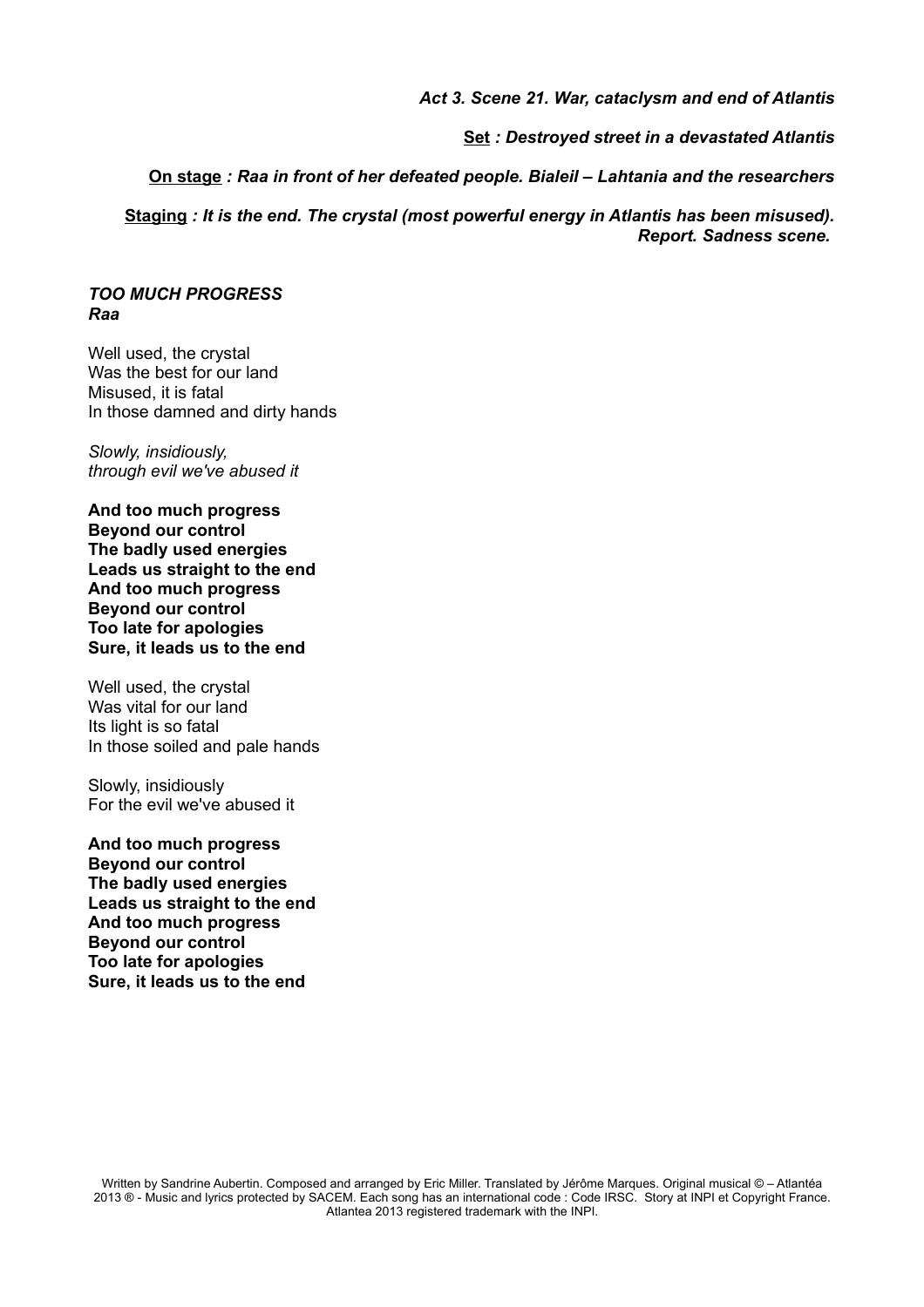***Act 3. Scene 21. War, cataclysm and end of Atlantis***

***<u>Set</u> : Destroyed street in a devastated Atlantis***

***<u>On stage</u> : Raa in front of her defeated people. Bialeil – Lahtania and the researchers***

***<u>Staging</u> : It is the end. The crystal (most powerful energy in Atlantis has been misused). Report. Sadness scene.***

***TOO MUCH PROGRESS***
***Raa***

Well used, the crystal
Was the best for our land
Misused, it is fatal
In those damned and dirty hands

*Slowly, insidiously,*
*through evil we've abused it*

**And too much progress**
**Beyond our control**
**The badly used energies**
**Leads us straight to the end**
**And too much progress**
**Beyond our control**
**Too late for apologies**
**Sure, it leads us to the end**

Well used, the crystal
Was vital for our land
Its light is so fatal
In those soiled and pale hands

Slowly, insidiously
For the evil we've abused it

**And too much progress**
**Beyond our control**
**The badly used energies**
**Leads us straight to the end**
**And too much progress**
**Beyond our control**
**Too late for apologies**
**Sure, it leads us to the end**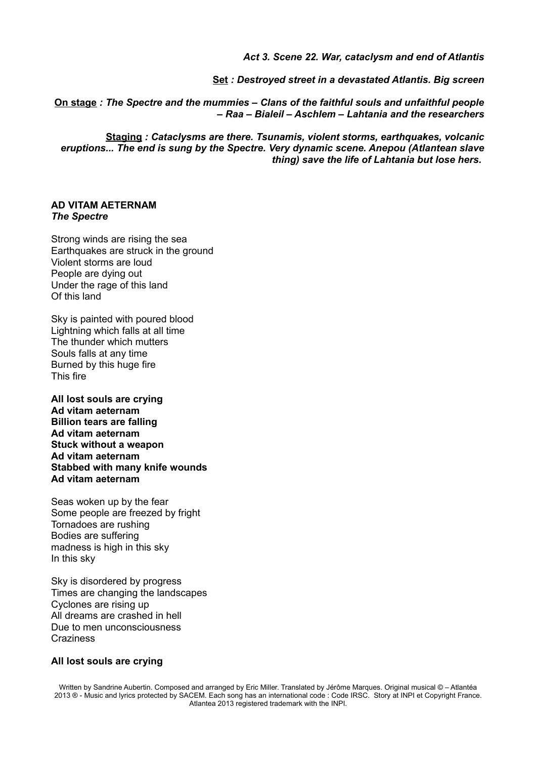*Act 3. Scene 22. War, cataclysm and end of Atlantis*

**Set** *: Destroyed street in a devastated Atlantis. Big screen*

**On stage** *: The Spectre and the mummies – Clans of the faithful souls and unfaithful people – Raa – Bialeil – Aschlem – Lahtania and the researchers*

**Staging** *: Cataclysms are there. Tsunamis, violent storms, earthquakes, volcanic eruptions... The end is sung by the Spectre. Very dynamic scene. Anepou (Atlantean slave thing) save the life of Lahtania but lose hers.*

**AD VITAM AETERNAM**
*The Spectre*

Strong winds are rising the sea
Earthquakes are struck in the ground
Violent storms are loud
People are dying out
Under the rage of this land
Of this land

Sky is painted with poured blood
Lightning which falls at all time
The thunder which mutters
Souls falls at any time
Burned by this huge fire
This fire

**All lost souls are crying**
**Ad vitam aeternam**
**Billion tears are falling**
**Ad vitam aeternam**
**Stuck without a weapon**
**Ad vitam aeternam**
**Stabbed with many knife wounds**
**Ad vitam aeternam**

Seas woken up by the fear
Some people are freezed by fright
Tornadoes are rushing
Bodies are suffering
madness is high in this sky
In this sky

Sky is disordered by progress
Times are changing the landscapes
Cyclones are rising up
All dreams are crashed in hell
Due to men unconsciousness
Craziness

**All lost souls are crying**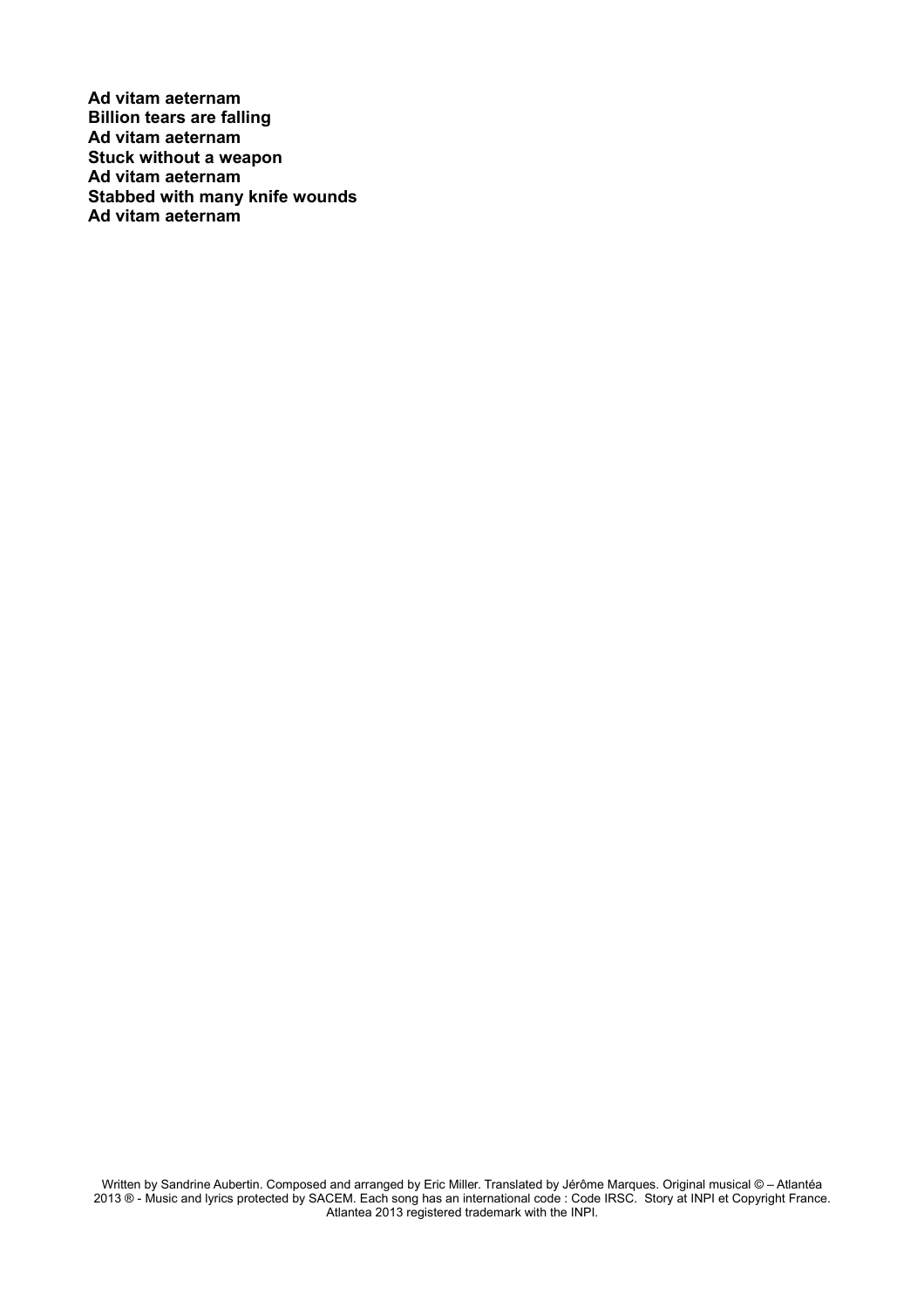**Ad vitam aeternam**
**Billion tears are falling**
**Ad vitam aeternam**
**Stuck without a weapon**
**Ad vitam aeternam**
**Stabbed with many knife wounds**
**Ad vitam aeternam**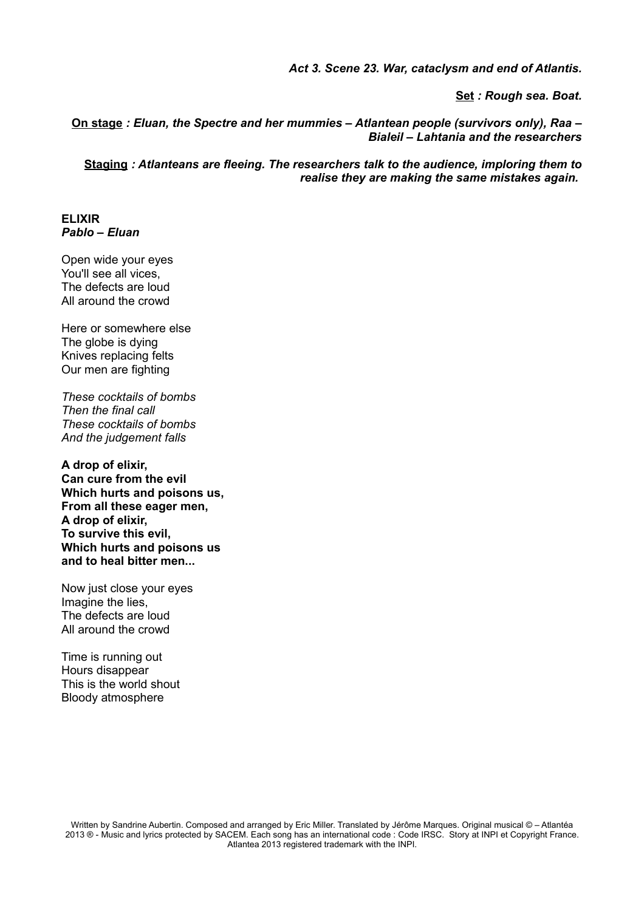***Act 3. Scene 23. War, cataclysm and end of Atlantis.***

***<u>Set</u> : Rough sea. Boat.***

***<u>On stage</u> : Eluan, the Spectre and her mummies – Atlantean people (survivors only), Raa – Bialeil – Lahtania and the researchers***

***<u>Staging</u> : Atlanteans are fleeing. The researchers talk to the audience, imploring them to realise they are making the same mistakes again.***

**ELIXIR**
***Pablo – Eluan***

Open wide your eyes
You'll see all vices,
The defects are loud
All around the crowd

Here or somewhere else
The globe is dying
Knives replacing felts
Our men are fighting

*These cocktails of bombs*
*Then the final call*
*These cocktails of bombs*
*And the judgement falls*

**A drop of elixir,**
**Can cure from the evil**
**Which hurts and poisons us,**
**From all these eager men,**
**A drop of elixir,**
**To survive this evil,**
**Which hurts and poisons us**
**and to heal bitter men...**

Now just close your eyes
Imagine the lies,
The defects are loud
All around the crowd

Time is running out
Hours disappear
This is the world shout
Bloody atmosphere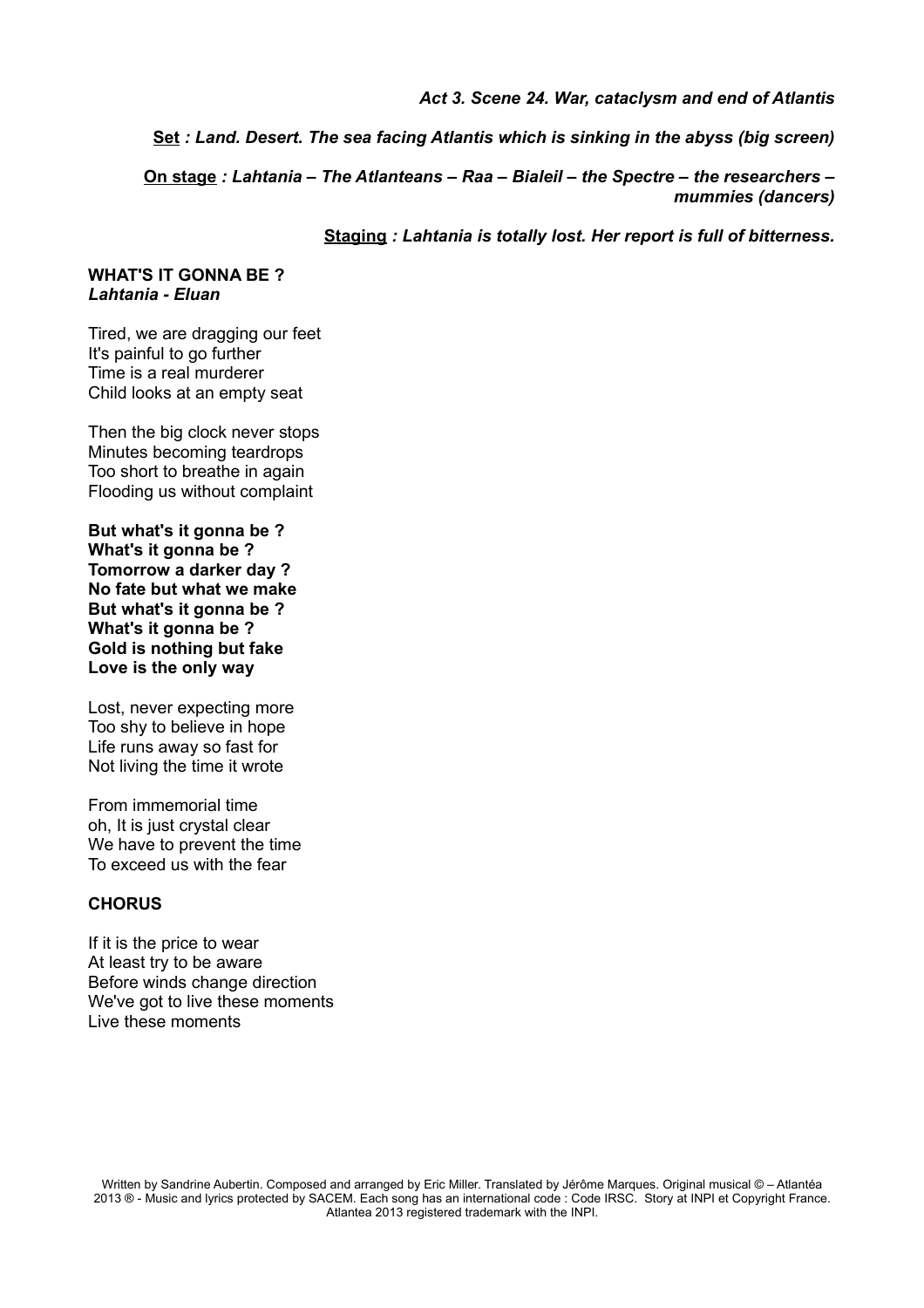*Act 3. Scene 24. War, cataclysm and end of Atlantis*

***Set** : Land. Desert. The sea facing Atlantis which is sinking in the abyss (big screen)*

***On stage** : Lahtania – The Atlanteans – Raa – Bialeil – the Spectre – the researchers – mummies (dancers)*

***Staging** : Lahtania is totally lost. Her report is full of bitterness.*

**WHAT'S IT GONNA BE ?**
***Lahtania - Eluan***

Tired, we are dragging our feet
It's painful to go further
Time is a real murderer
Child looks at an empty seat

Then the big clock never stops
Minutes becoming teardrops
Too short to breathe in again
Flooding us without complaint

**But what's it gonna be ?**
**What's it gonna be ?**
**Tomorrow a darker day ?**
**No fate but what we make**
**But what's it gonna be ?**
**What's it gonna be ?**
**Gold is nothing but fake**
**Love is the only way**

Lost, never expecting more
Too shy to believe in hope
Life runs away so fast for
Not living the time it wrote

From immemorial time
oh, It is just crystal clear
We have to prevent the time
To exceed us with the fear

**CHORUS**

If it is the price to wear
At least try to be aware
Before winds change direction
We've got to live these moments
Live these moments

Written by Sandrine Aubertin. Composed and arranged by Eric Miller. Translated by Jérôme Marques. Original musical © – Atlantéa 2013 ® - Music and lyrics protected by SACEM. Each song has an international code : Code IRSC. Story at INPI et Copyright France. Atlantea 2013 registered trademark with the INPI.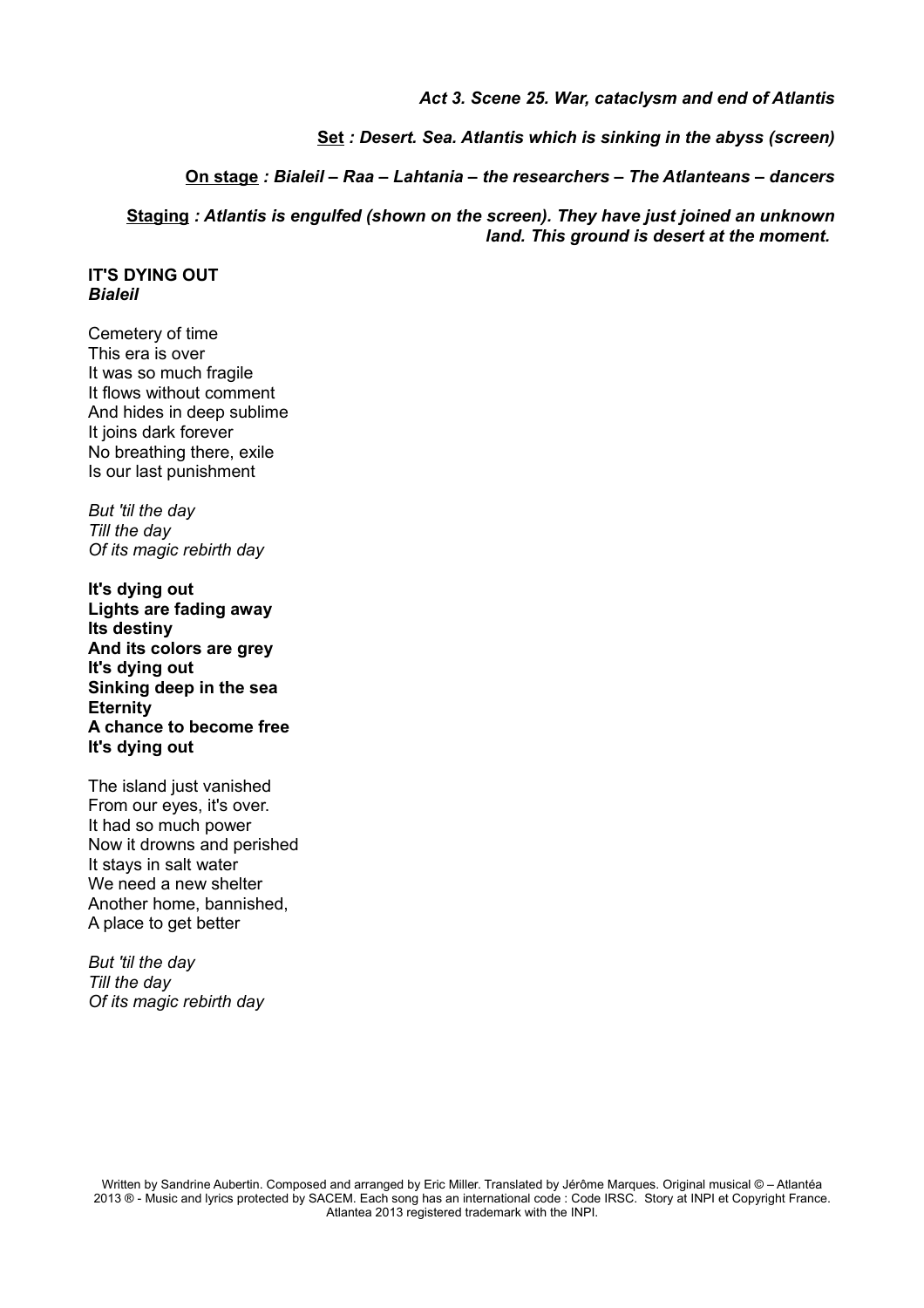*Act 3. Scene 25. War, cataclysm and end of Atlantis*

<u>Set</u> *: Desert. Sea. Atlantis which is sinking in the abyss (screen)*

<u>On stage</u> *: Bialeil – Raa – Lahtania – the researchers – The Atlanteans – dancers*

<u>Staging</u> *: Atlantis is engulfed (shown on the screen). They have just joined an unknown land. This ground is desert at the moment.*

**IT'S DYING OUT**
***Bialeil***

Cemetery of time
This era is over
It was so much fragile
It flows without comment
And hides in deep sublime
It joins dark forever
No breathing there, exile
Is our last punishment

*But 'til the day*
*Till the day*
*Of its magic rebirth day*

**It's dying out**
**Lights are fading away**
**Its destiny**
**And its colors are grey**
**It's dying out**
**Sinking deep in the sea**
**Eternity**
**A chance to become free**
**It's dying out**

The island just vanished
From our eyes, it's over.
It had so much power
Now it drowns and perished
It stays in salt water
We need a new shelter
Another home, bannished,
A place to get better

*But 'til the day*
*Till the day*
*Of its magic rebirth day*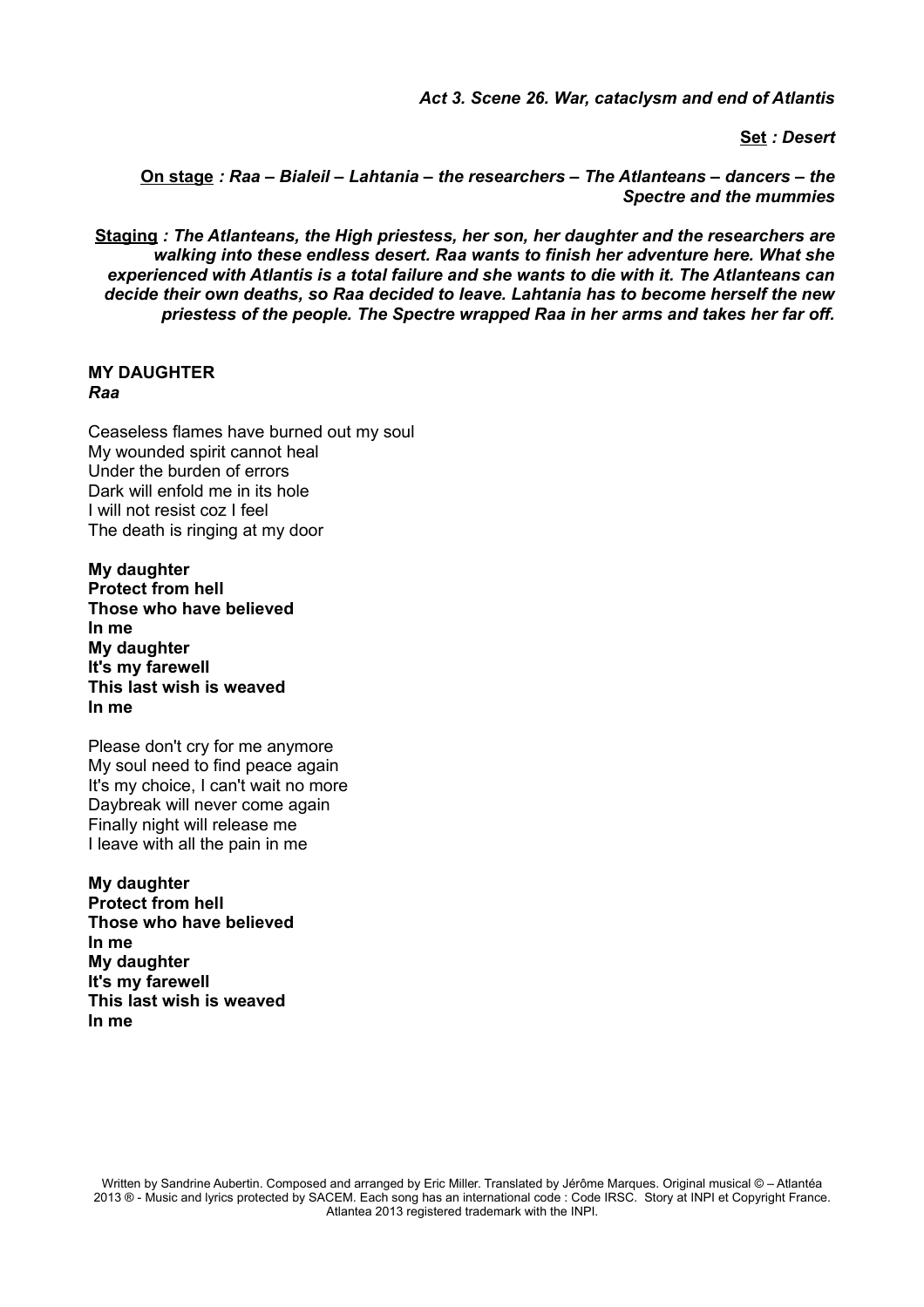***Act 3. Scene 26. War, cataclysm and end of Atlantis***

**Set** ***: Desert***

**On stage** ***: Raa – Bialeil – Lahtania – the researchers – The Atlanteans – dancers – the Spectre and the mummies***

**Staging** ***: The Atlanteans, the High priestess, her son, her daughter and the researchers are walking into these endless desert. Raa wants to finish her adventure here. What she experienced with Atlantis is a total failure and she wants to die with it. The Atlanteans can decide their own deaths, so Raa decided to leave. Lahtania has to become herself the new priestess of the people. The Spectre wrapped Raa in her arms and takes her far off.***

**MY DAUGHTER**
*Raa*

Ceaseless flames have burned out my soul
My wounded spirit cannot heal
Under the burden of errors
Dark will enfold me in its hole
I will not resist coz I feel
The death is ringing at my door

**My daughter**
**Protect from hell**
**Those who have believed**
**In me**
**My daughter**
**It's my farewell**
**This last wish is weaved**
**In me**

Please don't cry for me anymore
My soul need to find peace again
It's my choice, I can't wait no more
Daybreak will never come again
Finally night will release me
I leave with all the pain in me

**My daughter**
**Protect from hell**
**Those who have believed**
**In me**
**My daughter**
**It's my farewell**
**This last wish is weaved**
**In me**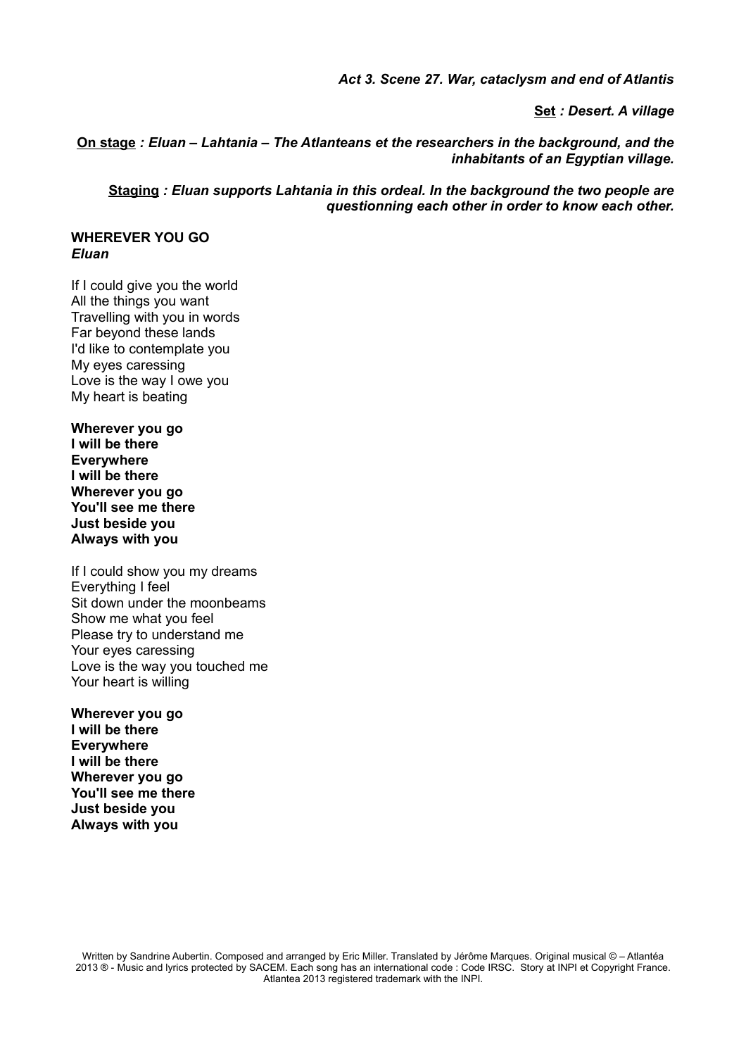*Act 3. Scene 27. War, cataclysm and end of Atlantis*

**Set** *: Desert. A village*

**On stage** ***: Eluan – Lahtania – The Atlanteans et the researchers in the background, and the inhabitants of an Egyptian village.***

**Staging** ***: Eluan supports Lahtania in this ordeal. In the background the two people are questionning each other in order to know each other.***

**WHEREVER YOU GO**
***Eluan***

If I could give you the world
All the things you want
Travelling with you in words
Far beyond these lands
I'd like to contemplate you
My eyes caressing
Love is the way I owe you
My heart is beating

**Wherever you go**
**I will be there**
**Everywhere**
**I will be there**
**Wherever you go**
**You'll see me there**
**Just beside you**
**Always with you**

If I could show you my dreams
Everything I feel
Sit down under the moonbeams
Show me what you feel
Please try to understand me
Your eyes caressing
Love is the way you touched me
Your heart is willing

**Wherever you go**
**I will be there**
**Everywhere**
**I will be there**
**Wherever you go**
**You'll see me there**
**Just beside you**
**Always with you**

Written by Sandrine Aubertin. Composed and arranged by Eric Miller. Translated by Jérôme Marques. Original musical © – Atlantéa 2013 ® - Music and lyrics protected by SACEM. Each song has an international code : Code IRSC. Story at INPI et Copyright France. Atlantea 2013 registered trademark with the INPI.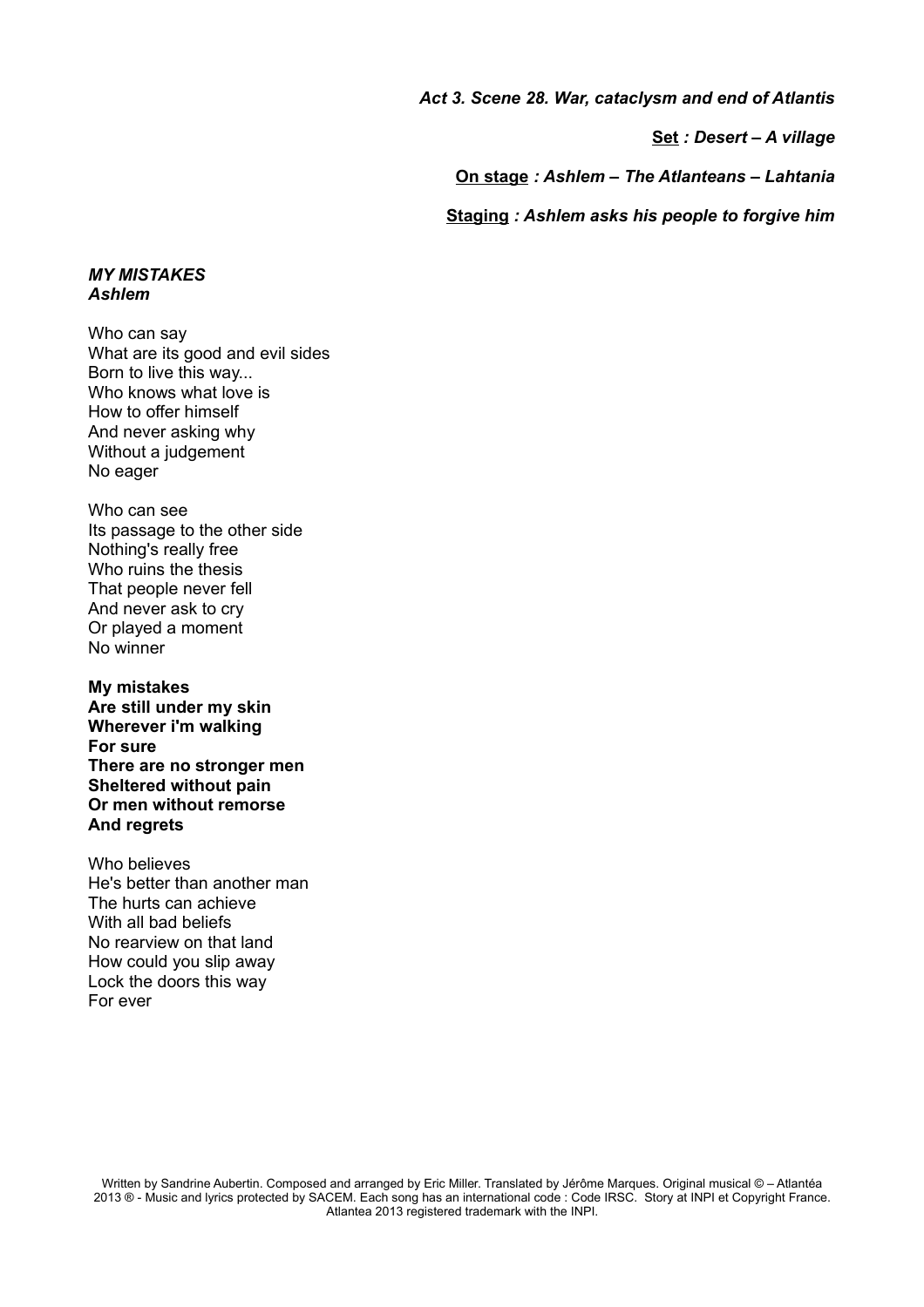***Act 3. Scene 28. War, cataclysm and end of Atlantis***

***<u>Set</u> : Desert – A village***

***<u>On stage</u> : Ashlem – The Atlanteans – Lahtania***

***<u>Staging</u> : Ashlem asks his people to forgive him***

***MY MISTAKES***
***Ashlem***

Who can say
What are its good and evil sides
Born to live this way...
Who knows what love is
How to offer himself
And never asking why
Without a judgement
No eager

Who can see
Its passage to the other side
Nothing's really free
Who ruins the thesis
That people never fell
And never ask to cry
Or played a moment
No winner

**My mistakes**
**Are still under my skin**
**Wherever i'm walking**
**For sure**
**There are no stronger men**
**Sheltered without pain**
**Or men without remorse**
**And regrets**

Who believes
He's better than another man
The hurts can achieve
With all bad beliefs
No rearview on that land
How could you slip away
Lock the doors this way
For ever

Written by Sandrine Aubertin. Composed and arranged by Eric Miller. Translated by Jérôme Marques. Original musical © – Atlantéa 2013 ® - Music and lyrics protected by SACEM. Each song has an international code : Code IRSC. Story at INPI et Copyright France. Atlantea 2013 registered trademark with the INPI.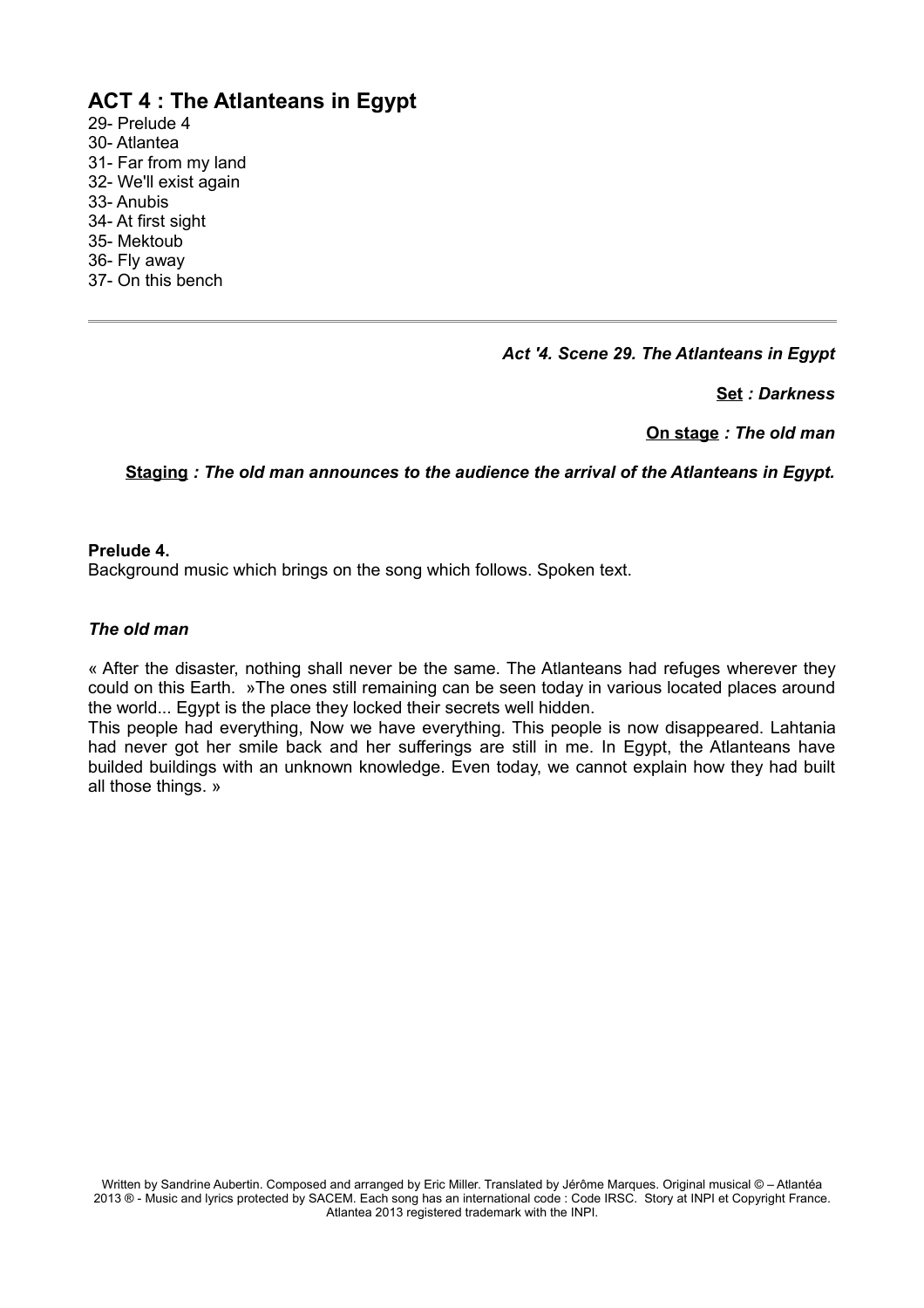## ACT 4 : The Atlanteans in Egypt

29- Prelude 4
30- Atlantea
31- Far from my land
32- We'll exist again
33- Anubis
34- At first sight
35- Mektoub
36- Fly away
37- On this bench

---

***Act '4. Scene 29. The Atlanteans in Egypt***

***Set : Darkness***

***On stage : The old man***

***Staging : The old man announces to the audience the arrival of the Atlanteans in Egypt.***

**Prelude 4.**
Background music which brings on the song which follows. Spoken text.

***The old man***

« After the disaster, nothing shall never be the same. The Atlanteans had refuges wherever they could on this Earth. »The ones still remaining can be seen today in various located places around the world... Egypt is the place they locked their secrets well hidden.
This people had everything, Now we have everything. This people is now disappeared. Lahtania had never got her smile back and her sufferings are still in me. In Egypt, the Atlanteans have builded buildings with an unknown knowledge. Even today, we cannot explain how they had built all those things. »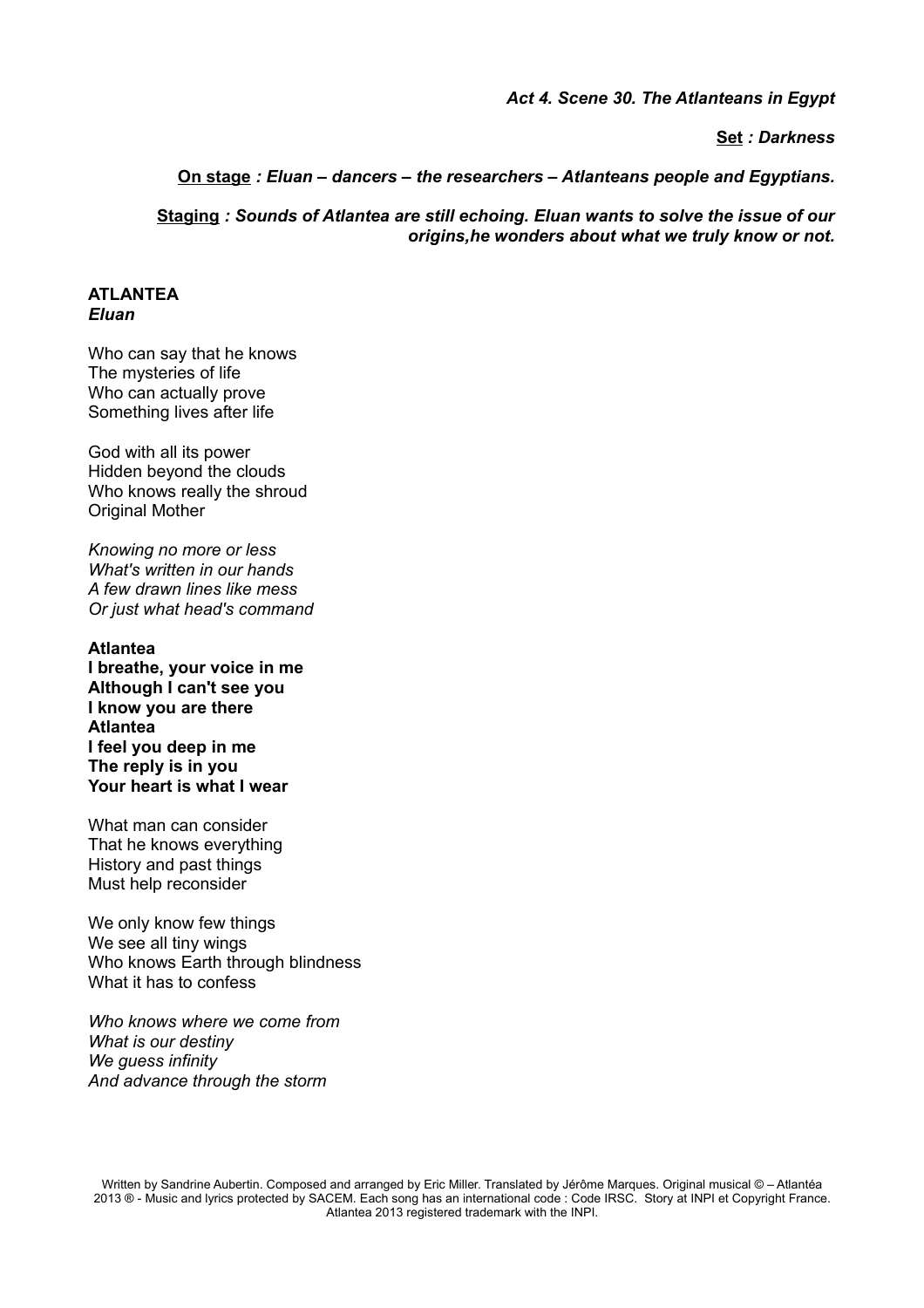*Act 4. Scene 30. The Atlanteans in Egypt*

**Set** *: Darkness*

**On stage** *: Eluan – dancers – the researchers – Atlanteans people and Egyptians.*

**Staging** *: Sounds of Atlantea are still echoing. Eluan wants to solve the issue of our origins,he wonders about what we truly know or not.*

**ATLANTEA**
***Eluan***

Who can say that he knows
The mysteries of life
Who can actually prove
Something lives after life

God with all its power
Hidden beyond the clouds
Who knows really the shroud
Original Mother

*Knowing no more or less*
*What's written in our hands*
*A few drawn lines like mess*
*Or just what head's command*

**Atlantea**
**I breathe, your voice in me**
**Although I can't see you**
**I know you are there**
**Atlantea**
**I feel you deep in me**
**The reply is in you**
**Your heart is what I wear**

What man can consider
That he knows everything
History and past things
Must help reconsider

We only know few things
We see all tiny wings
Who knows Earth through blindness
What it has to confess

*Who knows where we come from*
*What is our destiny*
*We guess infinity*
*And advance through the storm*

Written by Sandrine Aubertin. Composed and arranged by Eric Miller. Translated by Jérôme Marques. Original musical © – Atlantéa 2013 ® - Music and lyrics protected by SACEM. Each song has an international code : Code IRSC. Story at INPI et Copyright France. Atlantea 2013 registered trademark with the INPI.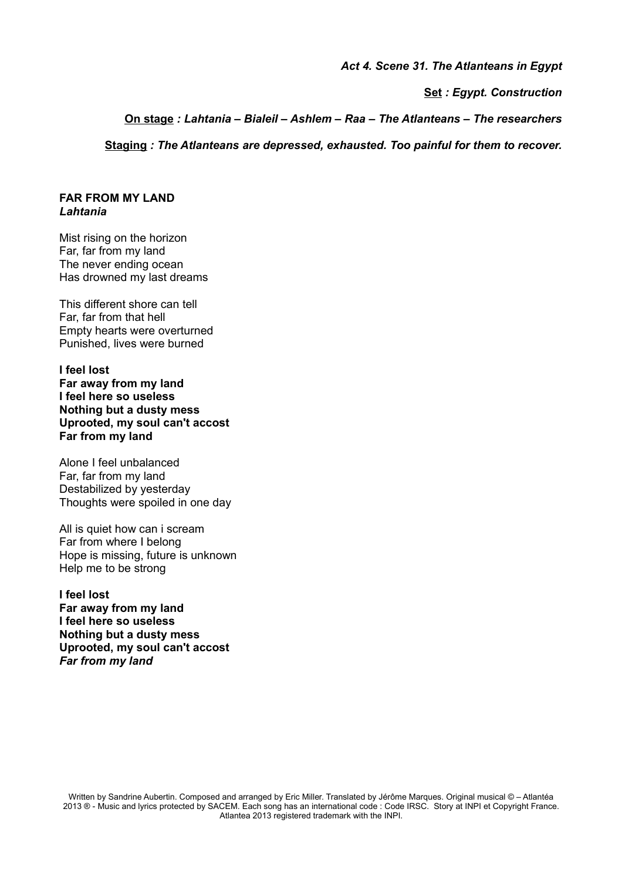*Act 4. Scene 31. The Atlanteans in Egypt*

**Set** *: Egypt. Construction*

**On stage** *: Lahtania – Bialeil – Ashlem – Raa – The Atlanteans – The researchers*

**Staging** *: The Atlanteans are depressed, exhausted. Too painful for them to recover.*

**FAR FROM MY LAND**
***Lahtania***

Mist rising on the horizon
Far, far from my land
The never ending ocean
Has drowned my last dreams

This different shore can tell
Far, far from that hell
Empty hearts were overturned
Punished, lives were burned

**I feel lost**
**Far away from my land**
**I feel here so useless**
**Nothing but a dusty mess**
**Uprooted, my soul can't accost**
**Far from my land**

Alone I feel unbalanced
Far, far from my land
Destabilized by yesterday
Thoughts were spoiled in one day

All is quiet how can i scream
Far from where I belong
Hope is missing, future is unknown
Help me to be strong

**I feel lost**
**Far away from my land**
**I feel here so useless**
**Nothing but a dusty mess**
**Uprooted, my soul can't accost**
***Far from my land***

Written by Sandrine Aubertin. Composed and arranged by Eric Miller. Translated by Jérôme Marques. Original musical © – Atlantéa 2013 ® - Music and lyrics protected by SACEM. Each song has an international code : Code IRSC. Story at INPI et Copyright France. Atlantea 2013 registered trademark with the INPI.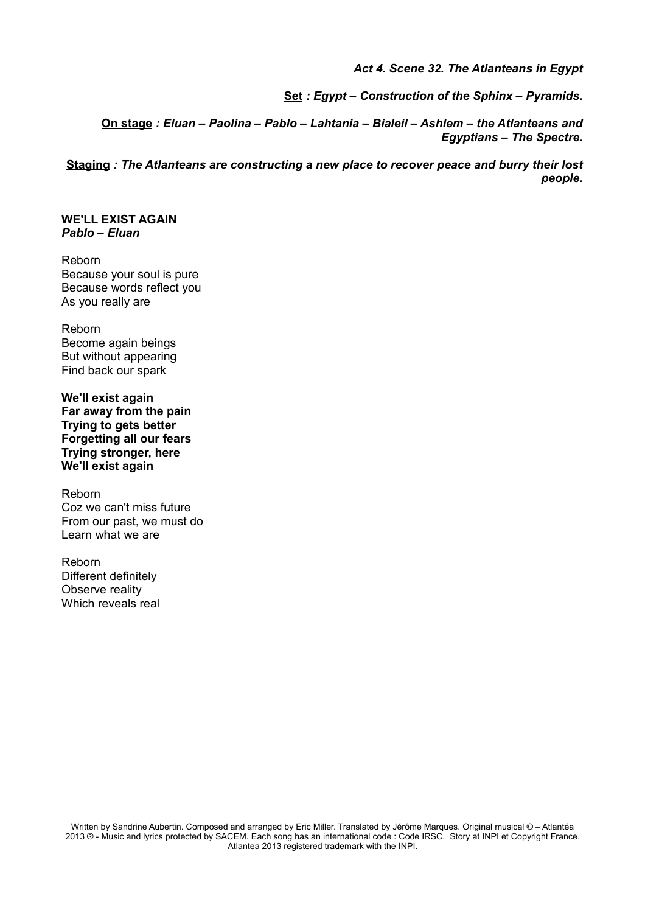*Act 4. Scene 32. The Atlanteans in Egypt*

***Set** : Egypt – Construction of the Sphinx – Pyramids.*

***On stage** : Eluan – Paolina – Pablo – Lahtania – Bialeil – Ashlem – the Atlanteans and Egyptians – The Spectre.*

***Staging** : The Atlanteans are constructing a new place to recover peace and burry their lost people.*

**WE'LL EXIST AGAIN**
***Pablo – Eluan***

Reborn
Because your soul is pure
Because words reflect you
As you really are

Reborn
Become again beings
But without appearing
Find back our spark

**We'll exist again**
**Far away from the pain**
**Trying to gets better**
**Forgetting all our fears**
**Trying stronger, here**
**We'll exist again**

Reborn
Coz we can't miss future
From our past, we must do
Learn what we are

Reborn
Different definitely
Observe reality
Which reveals real

Written by Sandrine Aubertin. Composed and arranged by Eric Miller. Translated by Jérôme Marques. Original musical © – Atlantéa 2013 ® - Music and lyrics protected by SACEM. Each song has an international code : Code IRSC. Story at INPI et Copyright France. Atlantea 2013 registered trademark with the INPI.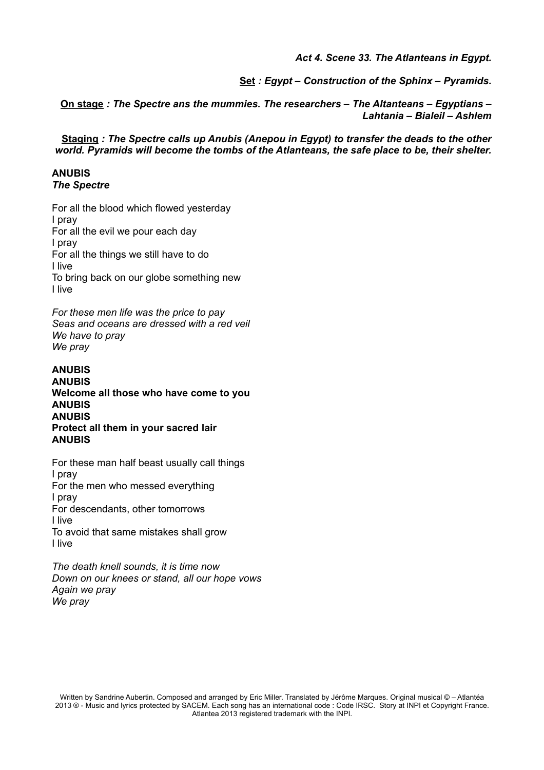***Act 4. Scene 33. The Atlanteans in Egypt.***

***<u>Set</u> : Egypt – Construction of the Sphinx – Pyramids.***

***<u>On stage</u> : The Spectre ans the mummies. The researchers – The Altanteans – Egyptians – Lahtania – Bialeil – Ashlem***

***<u>Staging</u> : The Spectre calls up Anubis (Anepou in Egypt) to transfer the deads to the other world. Pyramids will become the tombs of the Atlanteans, the safe place to be, their shelter.***

**ANUBIS**
***The Spectre***

For all the blood which flowed yesterday
I pray
For all the evil we pour each day
I pray
For all the things we still have to do
I live
To bring back on our globe something new
I live

*For these men life was the price to pay*
*Seas and oceans are dressed with a red veil*
*We have to pray*
*We pray*

**ANUBIS**
**ANUBIS**
**Welcome all those who have come to you**
**ANUBIS**
**ANUBIS**
**Protect all them in your sacred lair**
**ANUBIS**

For these man half beast usually call things
I pray
For the men who messed everything
I pray
For descendants, other tomorrows
I live
To avoid that same mistakes shall grow
I live

*The death knell sounds, it is time now*
*Down on our knees or stand, all our hope vows*
*Again we pray*
*We pray*

Written by Sandrine Aubertin. Composed and arranged by Eric Miller. Translated by Jérôme Marques. Original musical © – Atlantéa 2013 ® - Music and lyrics protected by SACEM. Each song has an international code : Code IRSC. Story at INPI et Copyright France. Atlantea 2013 registered trademark with the INPI.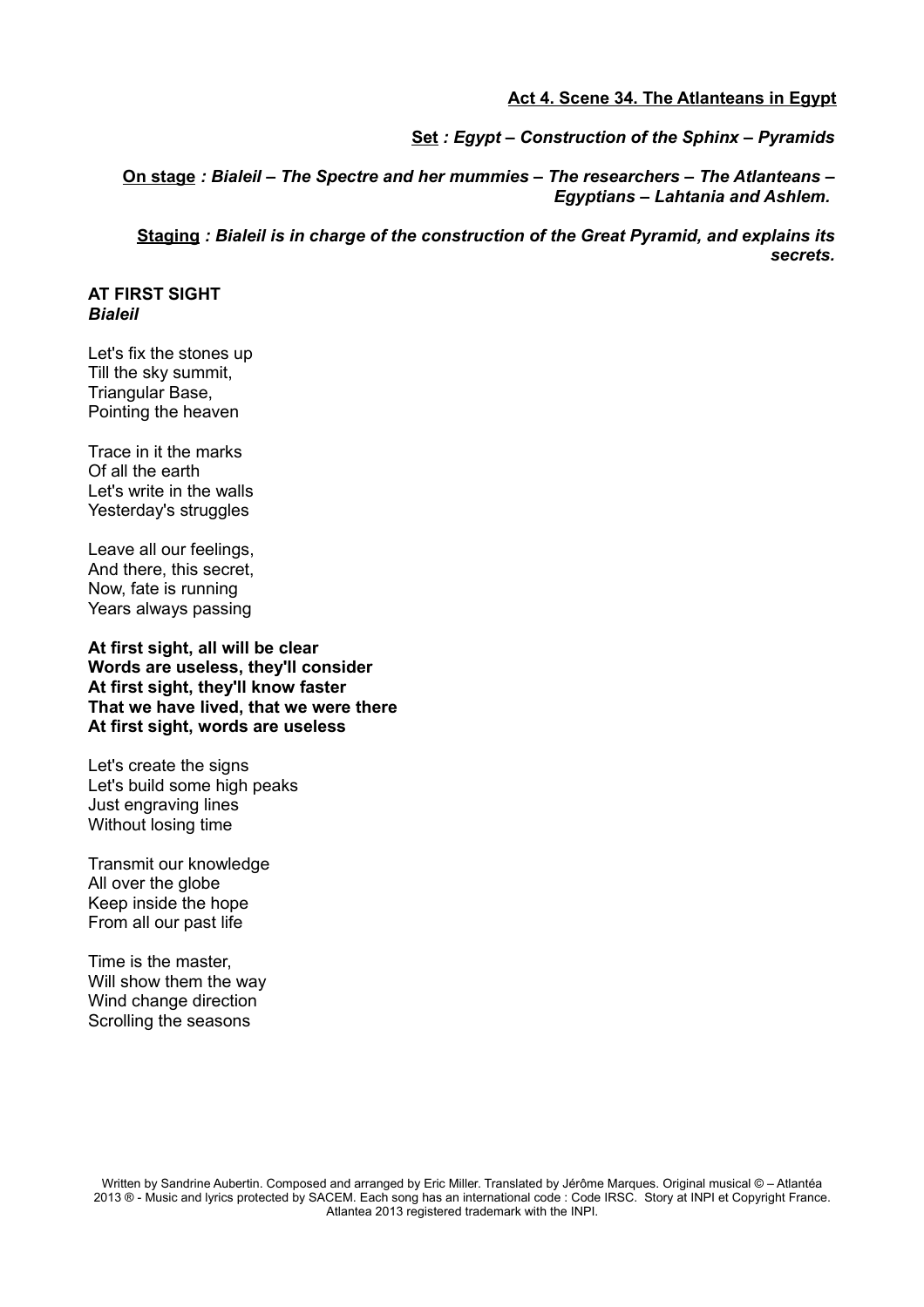**Act 4. Scene 34. The Atlanteans in Egypt**

**Set** *: Egypt – Construction of the Sphinx – Pyramids*

**On stage** *: Bialeil – The Spectre and her mummies – The researchers – The Atlanteans – Egyptians – Lahtania and Ashlem.*

**Staging** *: Bialeil is in charge of the construction of the Great Pyramid, and explains its secrets.*

**AT FIRST SIGHT**
***Bialeil***

Let's fix the stones up
Till the sky summit,
Triangular Base,
Pointing the heaven

Trace in it the marks
Of all the earth
Let's write in the walls
Yesterday's struggles

Leave all our feelings,
And there, this secret,
Now, fate is running
Years always passing

**At first sight, all will be clear**
**Words are useless, they'll consider**
**At first sight, they'll know faster**
**That we have lived, that we were there**
**At first sight, words are useless**

Let's create the signs
Let's build some high peaks
Just engraving lines
Without losing time

Transmit our knowledge
All over the globe
Keep inside the hope
From all our past life

Time is the master,
Will show them the way
Wind change direction
Scrolling the seasons

Written by Sandrine Aubertin. Composed and arranged by Eric Miller. Translated by Jérôme Marques. Original musical © – Atlantéa 2013 ® - Music and lyrics protected by SACEM. Each song has an international code : Code IRSC. Story at INPI et Copyright France. Atlantea 2013 registered trademark with the INPI.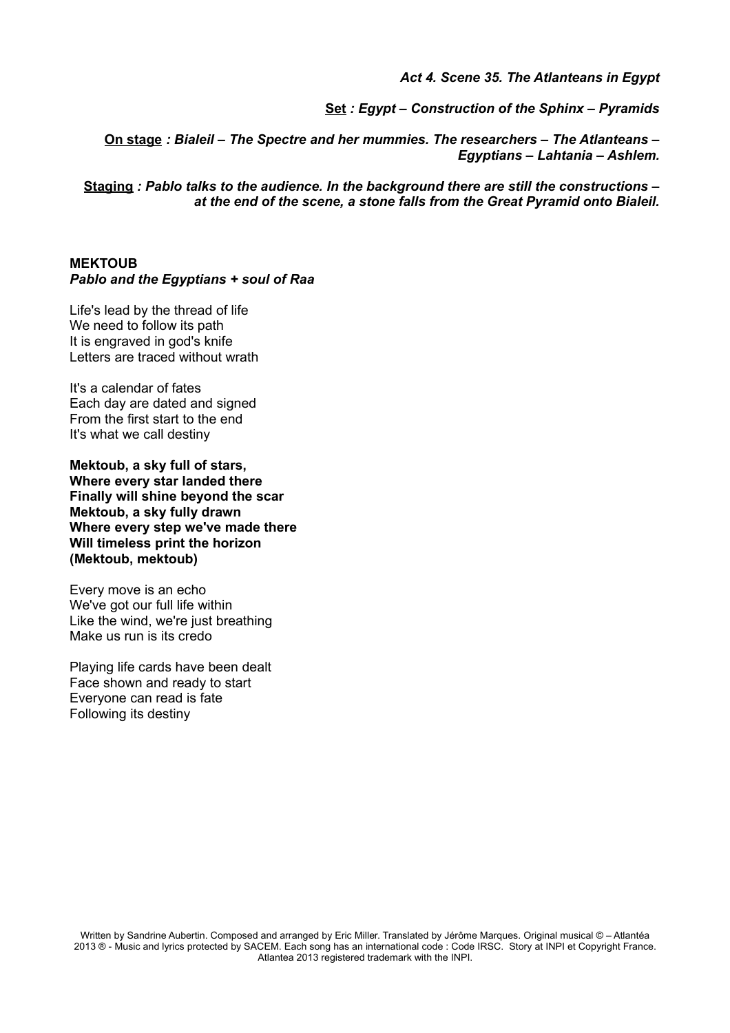*Act 4. Scene 35. The Atlanteans in Egypt*

***Set** : Egypt – Construction of the Sphinx – Pyramids*

***On stage** : Bialeil – The Spectre and her mummies. The researchers – The Atlanteans – Egyptians – Lahtania – Ashlem.*

***Staging** : Pablo talks to the audience. In the background there are still the constructions – at the end of the scene, a stone falls from the Great Pyramid onto Bialeil.*

**MEKTOUB**
***Pablo and the Egyptians + soul of Raa***

Life's lead by the thread of life
We need to follow its path
It is engraved in god's knife
Letters are traced without wrath

It's a calendar of fates
Each day are dated and signed
From the first start to the end
It's what we call destiny

**Mektoub, a sky full of stars,**
**Where every star landed there**
**Finally will shine beyond the scar**
**Mektoub, a sky fully drawn**
**Where every step we've made there**
**Will timeless print the horizon**
**(Mektoub, mektoub)**

Every move is an echo
We've got our full life within
Like the wind, we're just breathing
Make us run is its credo

Playing life cards have been dealt
Face shown and ready to start
Everyone can read is fate
Following its destiny

Written by Sandrine Aubertin. Composed and arranged by Eric Miller. Translated by Jérôme Marques. Original musical © – Atlantéa 2013 ® - Music and lyrics protected by SACEM. Each song has an international code : Code IRSC. Story at INPI et Copyright France. Atlantea 2013 registered trademark with the INPI.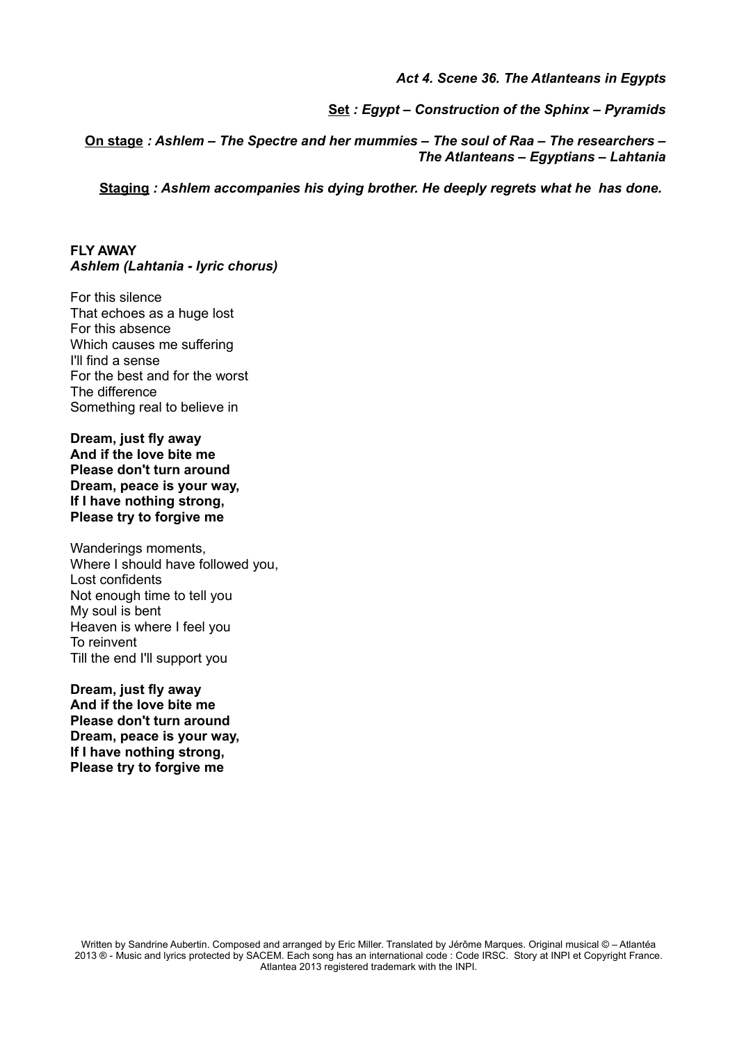*Act 4. Scene 36. The Atlanteans in Egypts*

**Set** ***: Egypt – Construction of the Sphinx – Pyramids***

**On stage** ***: Ashlem – The Spectre and her mummies – The soul of Raa – The researchers – The Atlanteans – Egyptians – Lahtania***

**Staging** ***: Ashlem accompanies his dying brother. He deeply regrets what he has done.***

**FLY AWAY**
***Ashlem (Lahtania - lyric chorus)***

For this silence
That echoes as a huge lost
For this absence
Which causes me suffering
I'll find a sense
For the best and for the worst
The difference
Something real to believe in

**Dream, just fly away**
**And if the love bite me**
**Please don't turn around**
**Dream, peace is your way,**
**If I have nothing strong,**
**Please try to forgive me**

Wanderings moments,
Where I should have followed you,
Lost confidents
Not enough time to tell you
My soul is bent
Heaven is where I feel you
To reinvent
Till the end I'll support you

**Dream, just fly away**
**And if the love bite me**
**Please don't turn around**
**Dream, peace is your way,**
**If I have nothing strong,**
**Please try to forgive me**

Written by Sandrine Aubertin. Composed and arranged by Eric Miller. Translated by Jérôme Marques. Original musical © – Atlantéa 2013 ® - Music and lyrics protected by SACEM. Each song has an international code : Code IRSC. Story at INPI et Copyright France. Atlantea 2013 registered trademark with the INPI.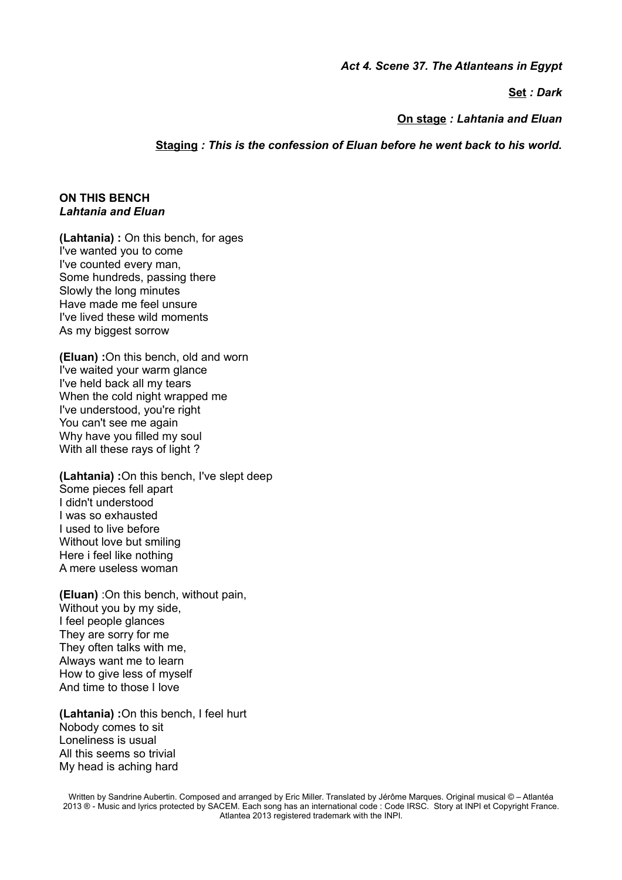*Act 4. Scene 37. The Atlanteans in Egypt*

**Set** *: Dark*

**On stage** *: Lahtania and Eluan*

**Staging** *: This is the confession of Eluan before he went back to his world.*

**ON THIS BENCH**
***Lahtania and Eluan***

**(Lahtania) :** On this bench, for ages
I've wanted you to come
I've counted every man,
Some hundreds, passing there
Slowly the long minutes
Have made me feel unsure
I've lived these wild moments
As my biggest sorrow

**(Eluan) :**On this bench, old and worn
I've waited your warm glance
I've held back all my tears
When the cold night wrapped me
I've understood, you're right
You can't see me again
Why have you filled my soul
With all these rays of light ?

**(Lahtania) :**On this bench, I've slept deep
Some pieces fell apart
I didn't understood
I was so exhausted
I used to live before
Without love but smiling
Here i feel like nothing
A mere useless woman

**(Eluan)** :On this bench, without pain,
Without you by my side,
I feel people glances
They are sorry for me
They often talks with me,
Always want me to learn
How to give less of myself
And time to those I love

**(Lahtania) :**On this bench, I feel hurt
Nobody comes to sit
Loneliness is usual
All this seems so trivial
My head is aching hard

Written by Sandrine Aubertin. Composed and arranged by Eric Miller. Translated by Jérôme Marques. Original musical © – Atlantéa 2013 ® - Music and lyrics protected by SACEM. Each song has an international code : Code IRSC. Story at INPI et Copyright France. Atlantea 2013 registered trademark with the INPI.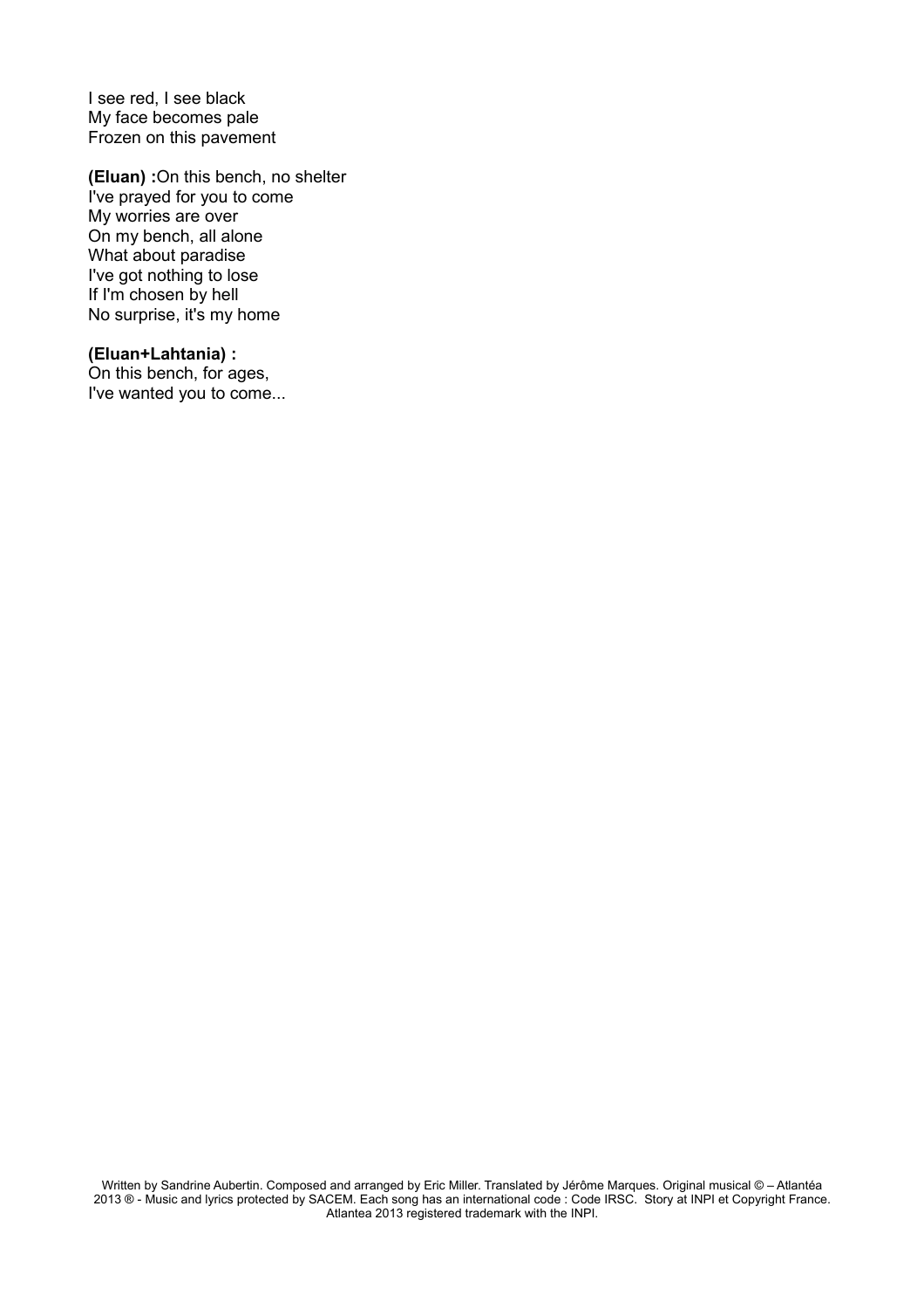I see red, I see black
My face becomes pale
Frozen on this pavement

**(Eluan) :**On this bench, no shelter
I've prayed for you to come
My worries are over
On my bench, all alone
What about paradise
I've got nothing to lose
If I'm chosen by hell
No surprise, it's my home

**(Eluan+Lahtania) :**
On this bench, for ages,
I've wanted you to come...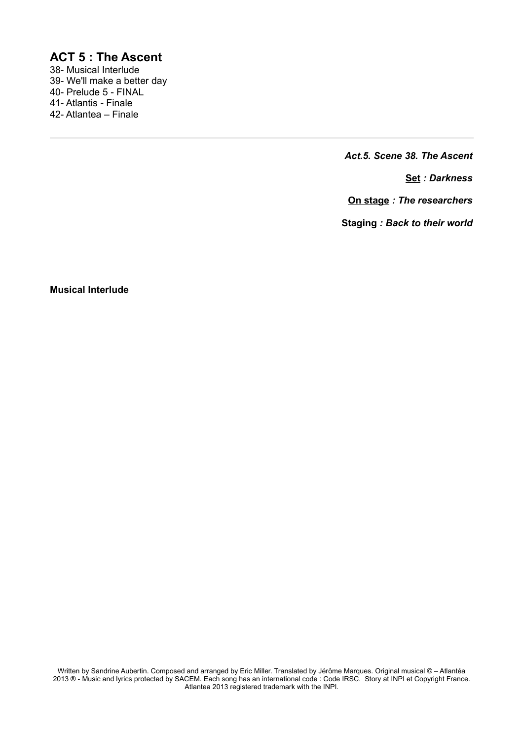## ACT 5 : The Ascent

38- Musical Interlude
39- We'll make a better day
40- Prelude 5 - FINAL
41- Atlantis - Finale
42- Atlantea – Finale

---

***Act.5. Scene 38. The Ascent***

**Set** ***: Darkness***

**On stage** ***: The researchers***

**Staging** ***: Back to their world***

**Musical Interlude**

Written by Sandrine Aubertin. Composed and arranged by Eric Miller. Translated by Jérôme Marques. Original musical © – Atlantéa 2013 ® - Music and lyrics protected by SACEM. Each song has an international code : Code IRSC. Story at INPI et Copyright France. Atlantea 2013 registered trademark with the INPI.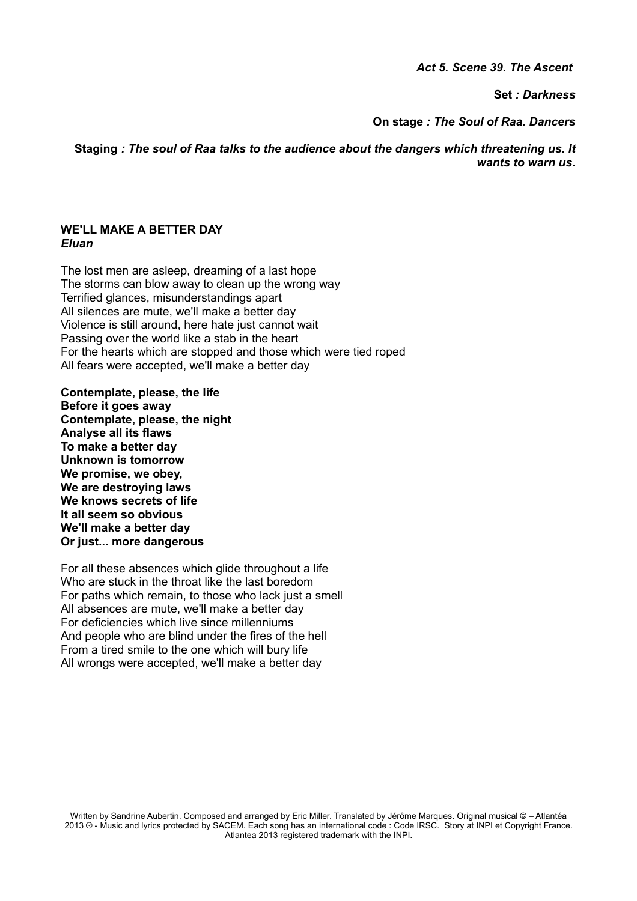*Act 5. Scene 39. The Ascent*

<u>Set</u> *: Darkness*

<u>On stage</u> *: The Soul of Raa. Dancers*

<u>Staging</u> *: The soul of Raa talks to the audience about the dangers which threatening us. It wants to warn us.*

**WE'LL MAKE A BETTER DAY**
***Eluan***

The lost men are asleep, dreaming of a last hope
The storms can blow away to clean up the wrong way
Terrified glances, misunderstandings apart
All silences are mute, we'll make a better day
Violence is still around, here hate just cannot wait
Passing over the world like a stab in the heart
For the hearts which are stopped and those which were tied roped
All fears were accepted, we'll make a better day

**Contemplate, please, the life**
**Before it goes away**
**Contemplate, please, the night**
**Analyse all its flaws**
**To make a better day**
**Unknown is tomorrow**
**We promise, we obey,**
**We are destroying laws**
**We knows secrets of life**
**It all seem so obvious**
**We'll make a better day**
**Or just... more dangerous**

For all these absences which glide throughout a life
Who are stuck in the throat like the last boredom
For paths which remain, to those who lack just a smell
All absences are mute, we'll make a better day
For deficiencies which live since millenniums
And people who are blind under the fires of the hell
From a tired smile to the one which will bury life
All wrongs were accepted, we'll make a better day

Written by Sandrine Aubertin. Composed and arranged by Eric Miller. Translated by Jérôme Marques. Original musical © – Atlantéa 2013 ® - Music and lyrics protected by SACEM. Each song has an international code : Code IRSC. Story at INPI et Copyright France. Atlantea 2013 registered trademark with the INPI.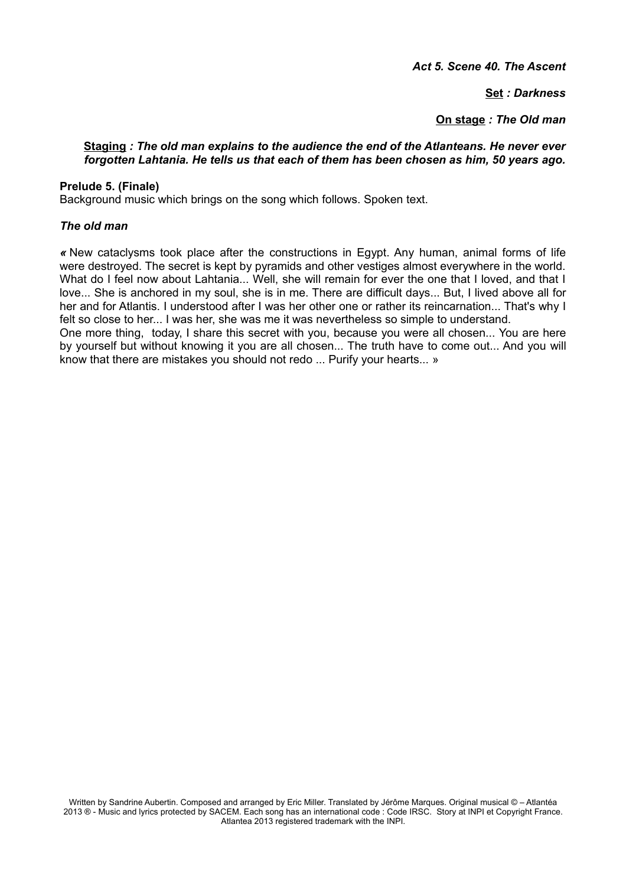***Act 5. Scene 40. The Ascent***

***Set : Darkness***

***On stage : The Old man***

***Staging : The old man explains to the audience the end of the Atlanteans. He never ever forgotten Lahtania. He tells us that each of them has been chosen as him, 50 years ago.***

**Prelude 5. (Finale)**
Background music which brings on the song which follows. Spoken text.

***The old man***

*«* New cataclysms took place after the constructions in Egypt. Any human, animal forms of life were destroyed. The secret is kept by pyramids and other vestiges almost everywhere in the world. What do I feel now about Lahtania... Well, she will remain for ever the one that I loved, and that I love... She is anchored in my soul, she is in me. There are difficult days... But, I lived above all for her and for Atlantis. I understood after I was her other one or rather its reincarnation... That's why I felt so close to her... I was her, she was me it was nevertheless so simple to understand.
One more thing, today, I share this secret with you, because you were all chosen... You are here by yourself but without knowing it you are all chosen... The truth have to come out... And you will know that there are mistakes you should not redo ... Purify your hearts... »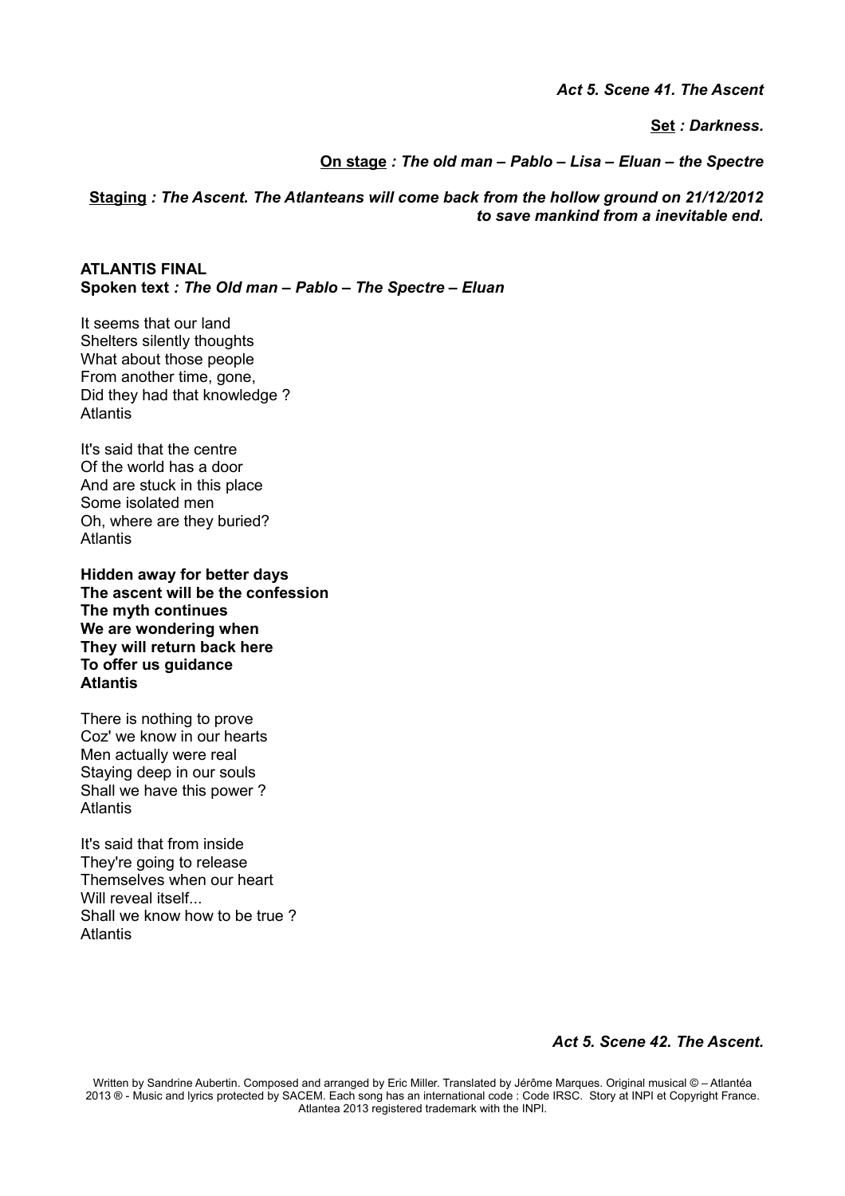*Act 5. Scene 41. The Ascent*

**Set** *: Darkness.*

**On stage** *: The old man – Pablo – Lisa – Eluan – the Spectre*

**Staging** *: The Ascent. The Atlanteans will come back from the hollow ground on 21/12/2012 to save mankind from a inevitable end.*

**ATLANTIS FINAL**
**Spoken text** *: The Old man – Pablo – The Spectre – Eluan*

It seems that our land
Shelters silently thoughts
What about those people
From another time, gone,
Did they had that knowledge ?
Atlantis

It's said that the centre
Of the world has a door
And are stuck in this place
Some isolated men
Oh, where are they buried?
Atlantis

**Hidden away for better days**
**The ascent will be the confession**
**The myth continues**
**We are wondering when**
**They will return back here**
**To offer us guidance**
**Atlantis**

There is nothing to prove
Coz' we know in our hearts
Men actually were real
Staying deep in our souls
Shall we have this power ?
Atlantis

It's said that from inside
They're going to release
Themselves when our heart
Will reveal itself...
Shall we know how to be true ?
Atlantis

*Act 5. Scene 42. The Ascent.*

Written by Sandrine Aubertin. Composed and arranged by Eric Miller. Translated by Jérôme Marques. Original musical © – Atlantéa 2013 ® - Music and lyrics protected by SACEM. Each song has an international code : Code IRSC. Story at INPI et Copyright France. Atlantea 2013 registered trademark with the INPI.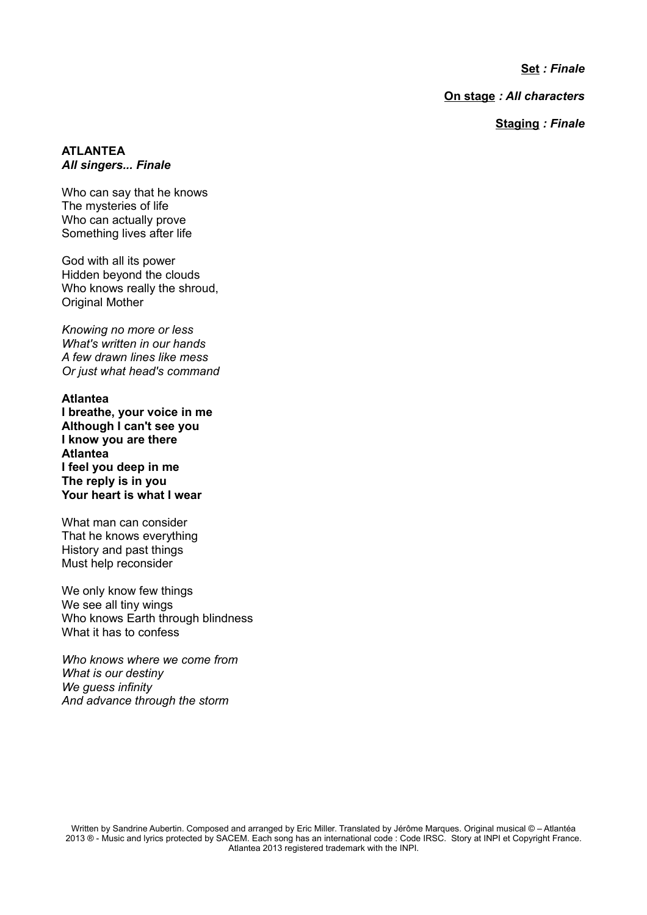**Set** *: Finale*

**On stage** *: All characters*

**Staging** *: Finale*

**ATLANTEA**
***All singers... Finale***

Who can say that he knows
The mysteries of life
Who can actually prove
Something lives after life

God with all its power
Hidden beyond the clouds
Who knows really the shroud,
Original Mother

*Knowing no more or less*
*What's written in our hands*
*A few drawn lines like mess*
*Or just what head's command*

**Atlantea**
**I breathe, your voice in me**
**Although I can't see you**
**I know you are there**
**Atlantea**
**I feel you deep in me**
**The reply is in you**
**Your heart is what I wear**

What man can consider
That he knows everything
History and past things
Must help reconsider

We only know few things
We see all tiny wings
Who knows Earth through blindness
What it has to confess

*Who knows where we come from*
*What is our destiny*
*We guess infinity*
*And advance through the storm*

Written by Sandrine Aubertin. Composed and arranged by Eric Miller. Translated by Jérôme Marques. Original musical © – Atlantéa 2013 ® - Music and lyrics protected by SACEM. Each song has an international code : Code IRSC. Story at INPI et Copyright France. Atlantea 2013 registered trademark with the INPI.